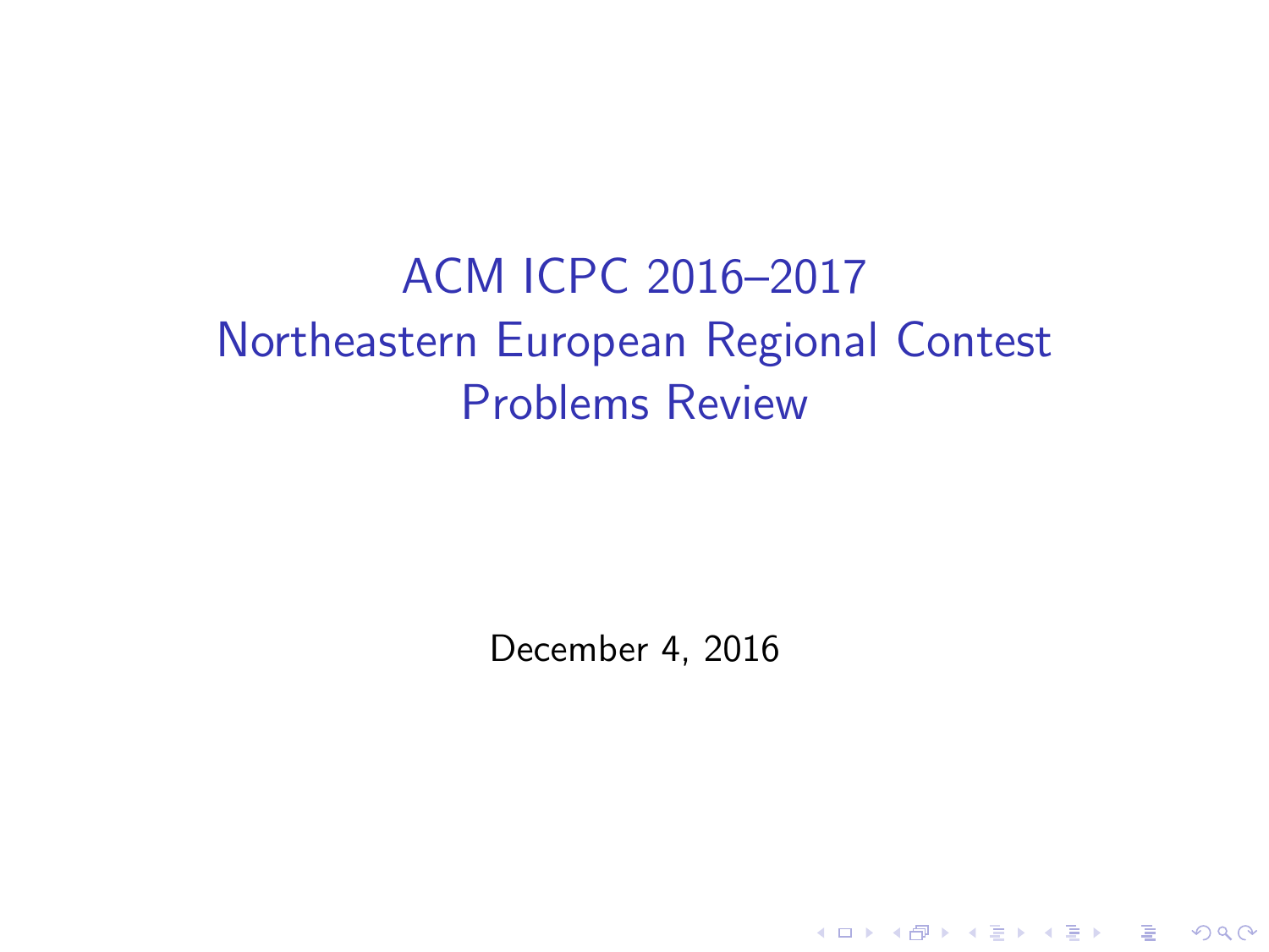# ACM ICPC 2016–2017
# Northeastern European Regional Contest
# Problems Review

December 4, 2016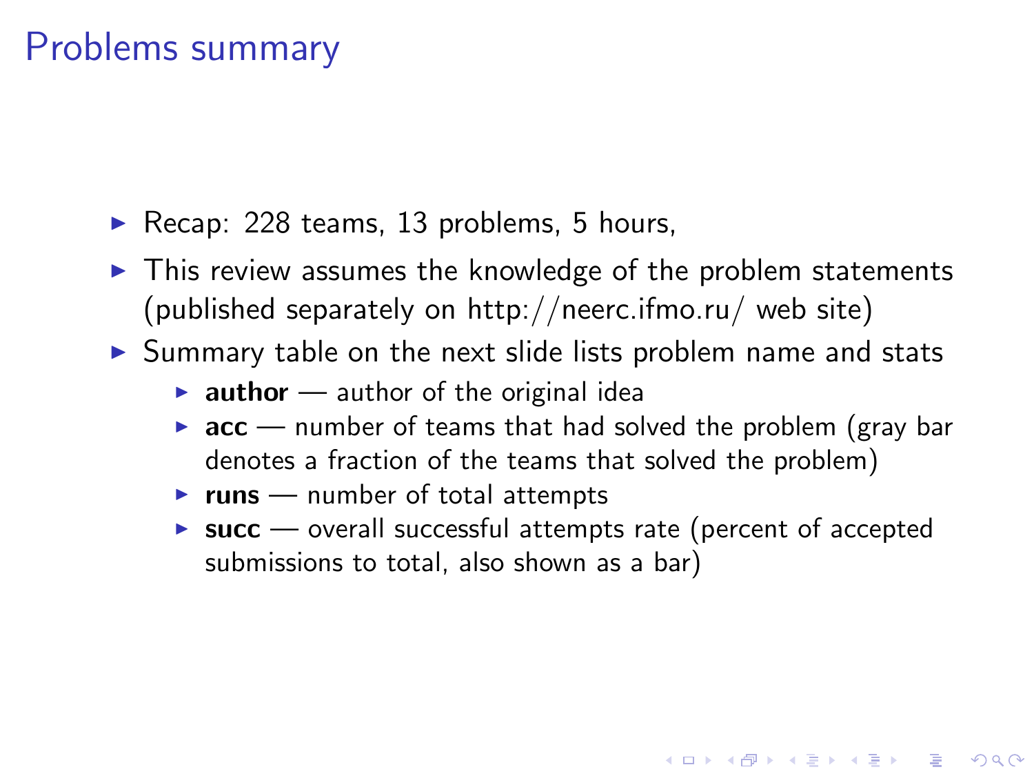# Problems summary

- Recap: 228 teams, 13 problems, 5 hours,
- This review assumes the knowledge of the problem statements (published separately on http://neerc.ifmo.ru/ web site)
- Summary table on the next slide lists problem name and stats
  - **author** — author of the original idea
  - **acc** — number of teams that had solved the problem (gray bar denotes a fraction of the teams that solved the problem)
  - **runs** — number of total attempts
  - **succ** — overall successful attempts rate (percent of accepted submissions to total, also shown as a bar)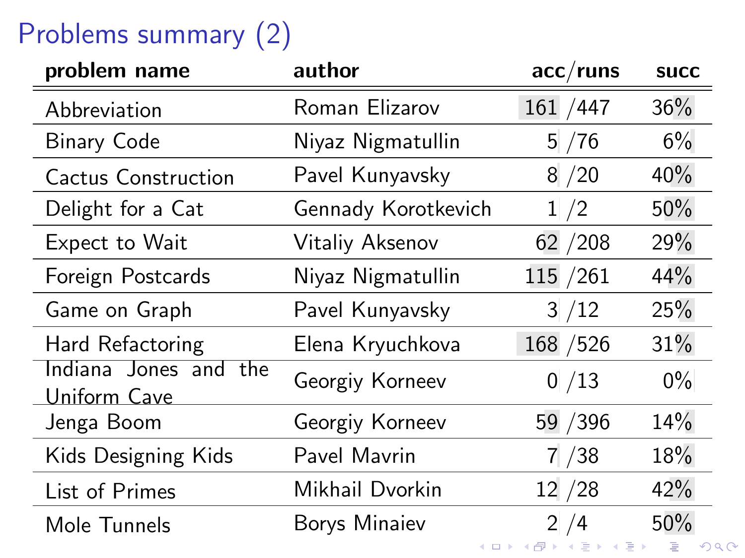# Problems summary (2)

| problem name | author | acc/runs | succ |
|---|---|---|---|
| Abbreviation | Roman Elizarov | 161 /447 | 36% |
| Binary Code | Niyaz Nigmatullin | 5 /76 | 6% |
| Cactus Construction | Pavel Kunyavsky | 8 /20 | 40% |
| Delight for a Cat | Gennady Korotkevich | 1 /2 | 50% |
| Expect to Wait | Vitaliy Aksenov | 62 /208 | 29% |
| Foreign Postcards | Niyaz Nigmatullin | 115 /261 | 44% |
| Game on Graph | Pavel Kunyavsky | 3 /12 | 25% |
| Hard Refactoring | Elena Kryuchkova | 168 /526 | 31% |
| Indiana Jones and the Uniform Cave | Georgiy Korneev | 0 /13 | 0% |
| Jenga Boom | Georgiy Korneev | 59 /396 | 14% |
| Kids Designing Kids | Pavel Mavrin | 7 /38 | 18% |
| List of Primes | Mikhail Dvorkin | 12 /28 | 42% |
| Mole Tunnels | Borys Minaiev | 2 /4 | 50% |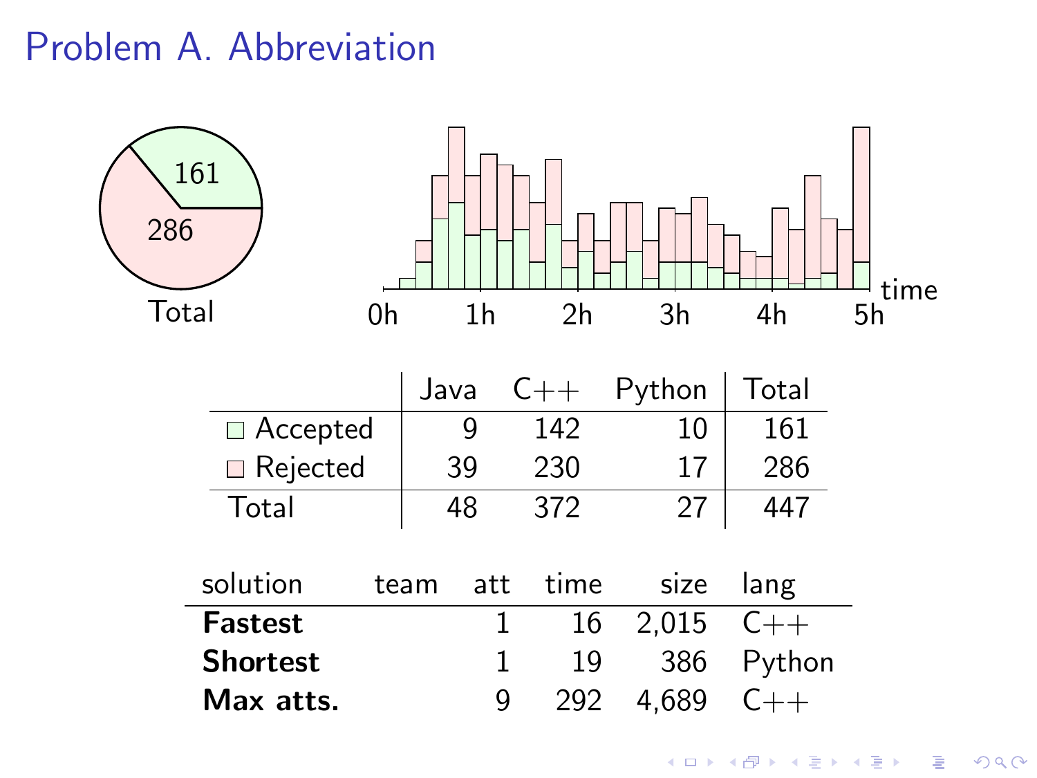# Problem A. Abbreviation

|  | Java | C++ | Python | Total |
|---|---|---|---|---|
| Accepted | 9 | 142 | 10 | 161 |
| Rejected | 39 | 230 | 17 | 286 |
| Total | 48 | 372 | 27 | 447 |

| solution | team | att | time | size | lang |
|---|---|---|---|---|---|
| **Fastest** |  | 1 | 16 | 2,015 | C++ |
| **Shortest** |  | 1 | 19 | 386 | Python |
| **Max atts.** |  | 9 | 292 | 4,689 | C++ |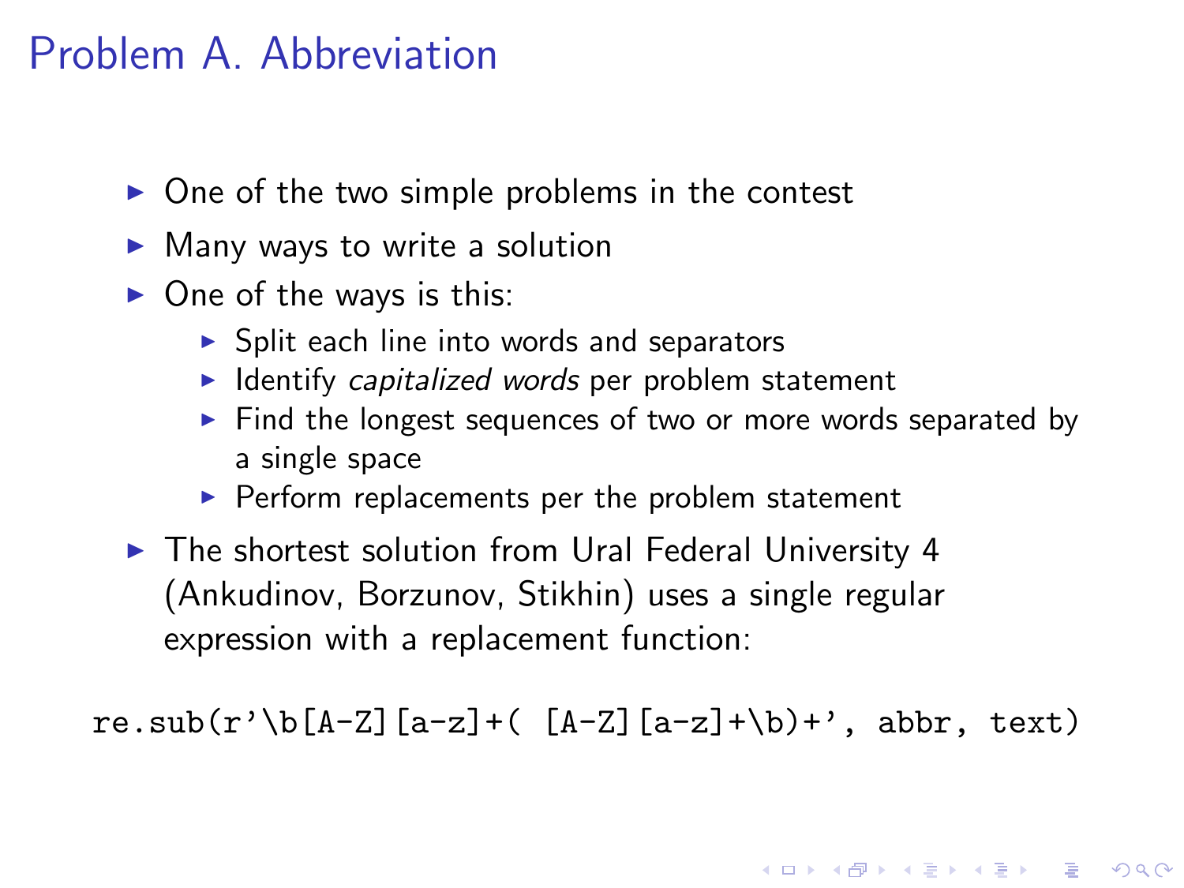# Problem A. Abbreviation

- One of the two simple problems in the contest
- Many ways to write a solution
- One of the ways is this:
  - Split each line into words and separators
  - Identify *capitalized words* per problem statement
  - Find the longest sequences of two or more words separated by a single space
  - Perform replacements per the problem statement
- The shortest solution from Ural Federal University 4 (Ankudinov, Borzunov, Stikhin) uses a single regular expression with a replacement function:

```
re.sub(r'\b[A-Z][a-z]+( [A-Z][a-z]+\b)+', abbr, text)
```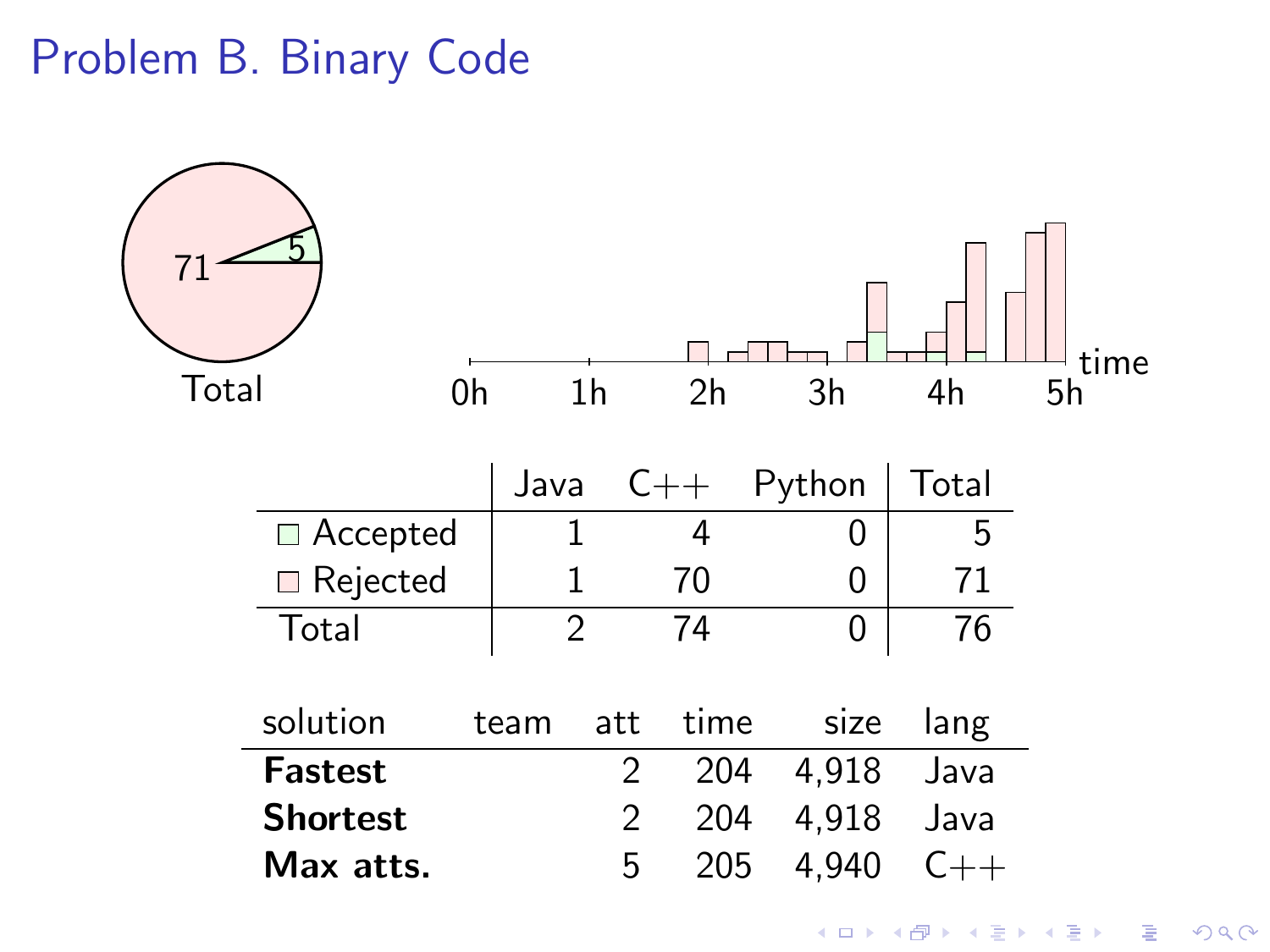# Problem B. Binary Code

Total: 71 rejected, 5 accepted

|  | Java | C++ | Python | Total |
|---|---|---|---|---|
| Accepted | 1 | 4 | 0 | 5 |
| Rejected | 1 | 70 | 0 | 71 |
| Total | 2 | 74 | 0 | 76 |

| solution | team | att | time | size | lang |
|---|---|---|---|---|---|
| **Fastest** | | 2 | 204 | 4,918 | Java |
| **Shortest** | | 2 | 204 | 4,918 | Java |
| **Max atts.** | | 5 | 205 | 4,940 | C++ |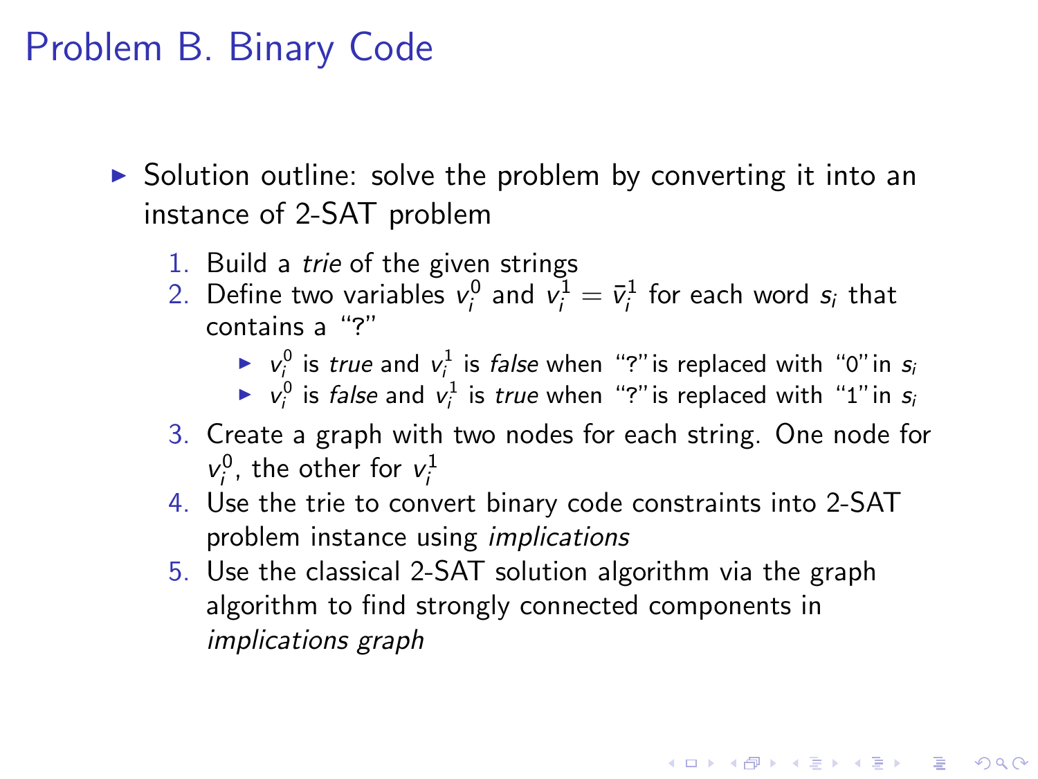# Problem B. Binary Code

- Solution outline: solve the problem by converting it into an instance of 2-SAT problem
  1. Build a *trie* of the given strings
  2. Define two variables $v_i^0$ and $v_i^1 = \bar{v}_i^1$ for each word $s_i$ that contains a "?"
     - $v_i^0$ is *true* and $v_i^1$ is *false* when "?" is replaced with "0" in $s_i$
     - $v_i^0$ is *false* and $v_i^1$ is *true* when "?" is replaced with "1" in $s_i$
  3. Create a graph with two nodes for each string. One node for $v_i^0$, the other for $v_i^1$
  4. Use the trie to convert binary code constraints into 2-SAT problem instance using *implications*
  5. Use the classical 2-SAT solution algorithm via the graph algorithm to find strongly connected components in *implications graph*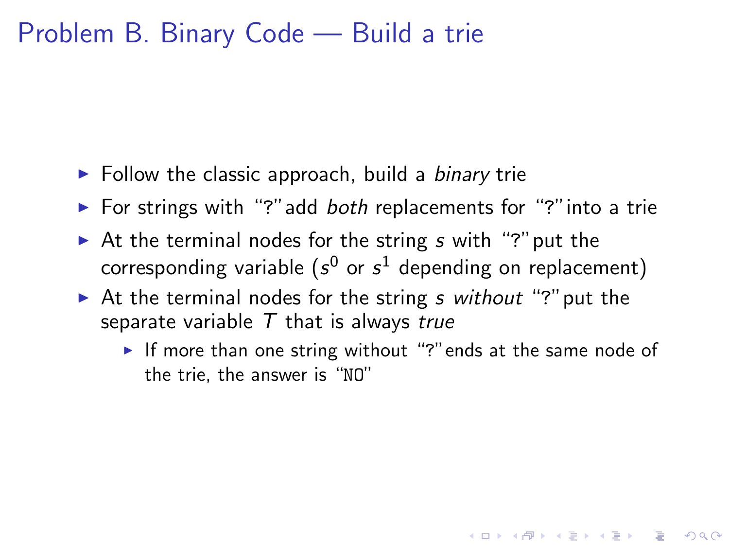# Problem B. Binary Code — Build a trie

- Follow the classic approach, build a *binary* trie
- For strings with "?" add *both* replacements for "?" into a trie
- At the terminal nodes for the string $s$ with "?" put the corresponding variable ($s^0$ or $s^1$ depending on replacement)
- At the terminal nodes for the string $s$ *without* "?" put the separate variable $T$ that is always *true*
  - If more than one string without "?" ends at the same node of the trie, the answer is "NO"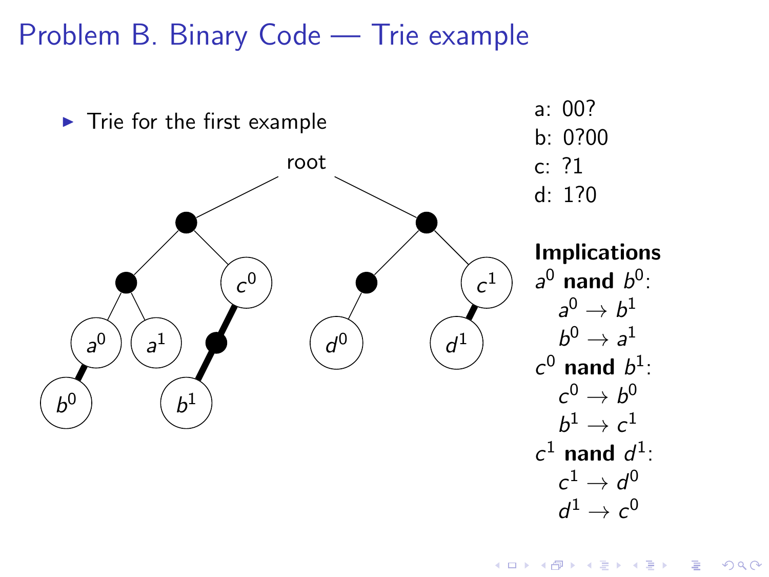# Problem B. Binary Code — Trie example

- Trie for the first example

a: 00?
b: 0?00
c: ?1
d: 1?0

**Implications**

$a^0$ **nand** $b^0$:
- $a^0 \to b^1$
- $b^0 \to a^1$

$c^0$ **nand** $b^1$:
- $c^0 \to b^0$
- $b^1 \to c^1$

$c^1$ **nand** $d^1$:
- $c^1 \to d^0$
- $d^1 \to c^0$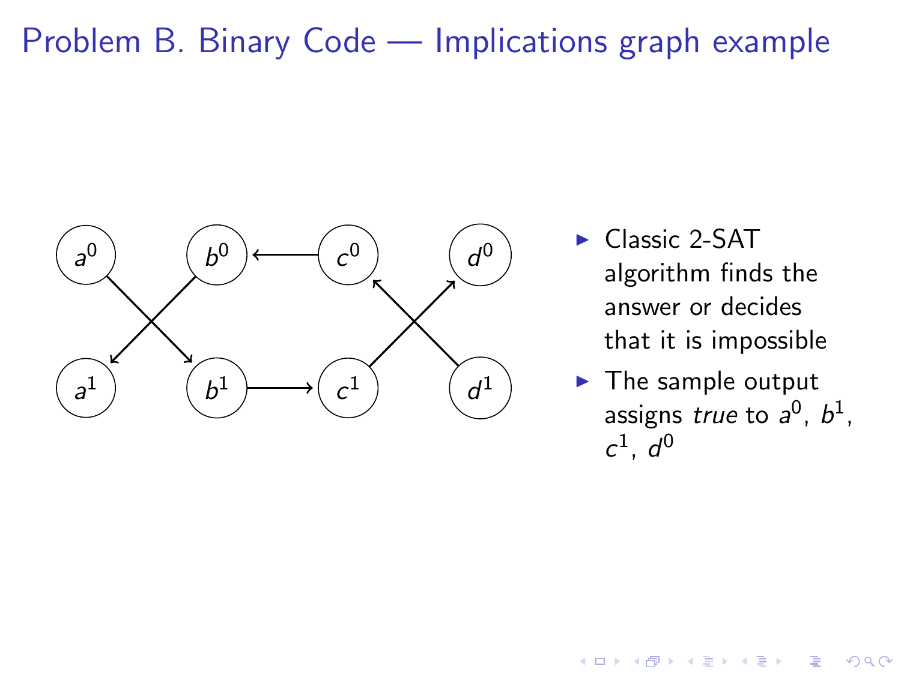# Problem B. Binary Code — Implications graph example

- Classic 2-SAT algorithm finds the answer or decides that it is impossible
- The sample output assigns *true* to $a^0$, $b^1$, $c^1$, $d^0$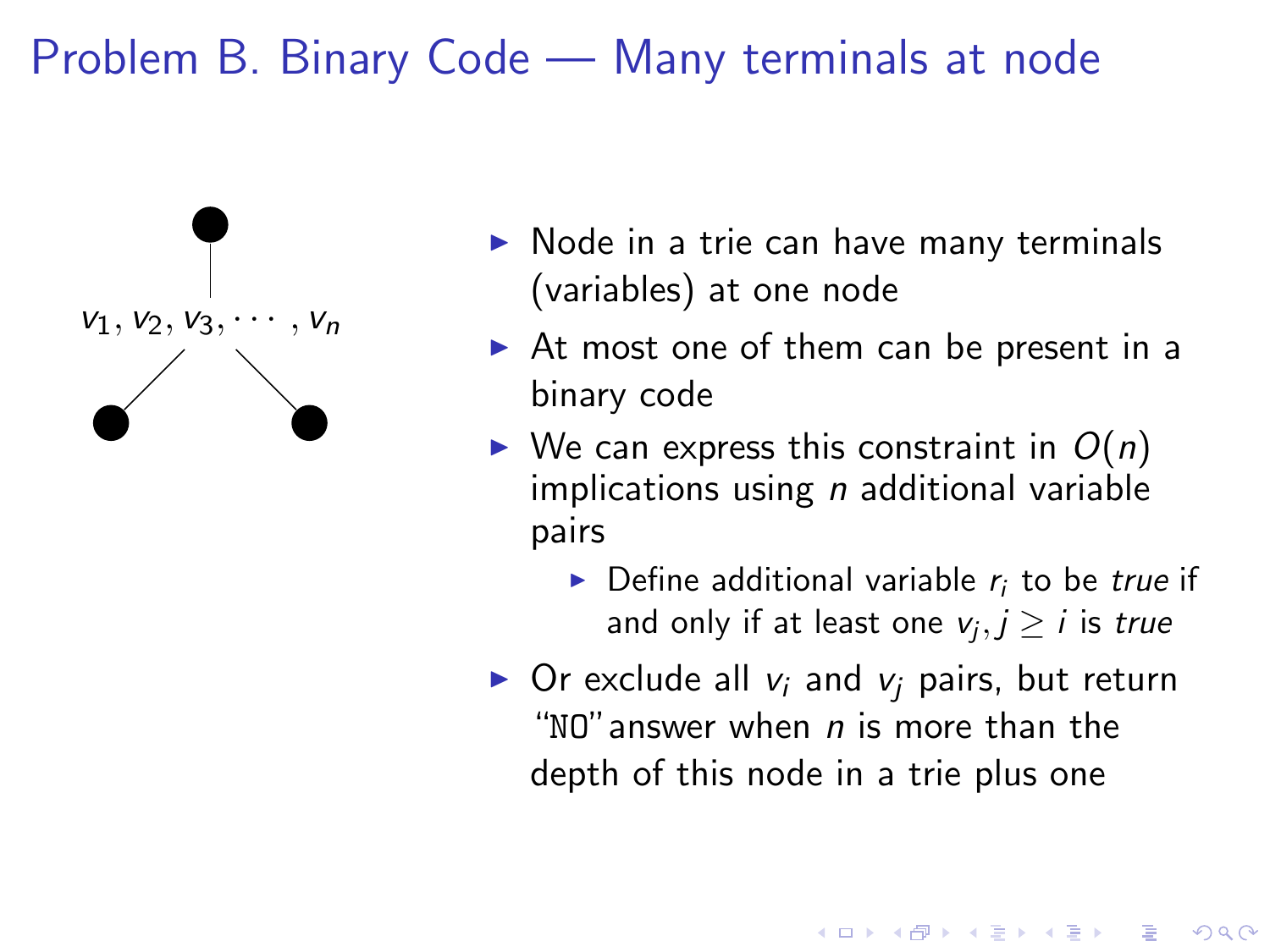# Problem B. Binary Code — Many terminals at node

$v_1, v_2, v_3, \cdots, v_n$

- Node in a trie can have many terminals (variables) at one node
- At most one of them can be present in a binary code
- We can express this constraint in $O(n)$ implications using $n$ additional variable pairs
  - Define additional variable $r_i$ to be *true* if and only if at least one $v_j, j \geq i$ is *true*
- Or exclude all $v_i$ and $v_j$ pairs, but return "NO" answer when $n$ is more than the depth of this node in a trie plus one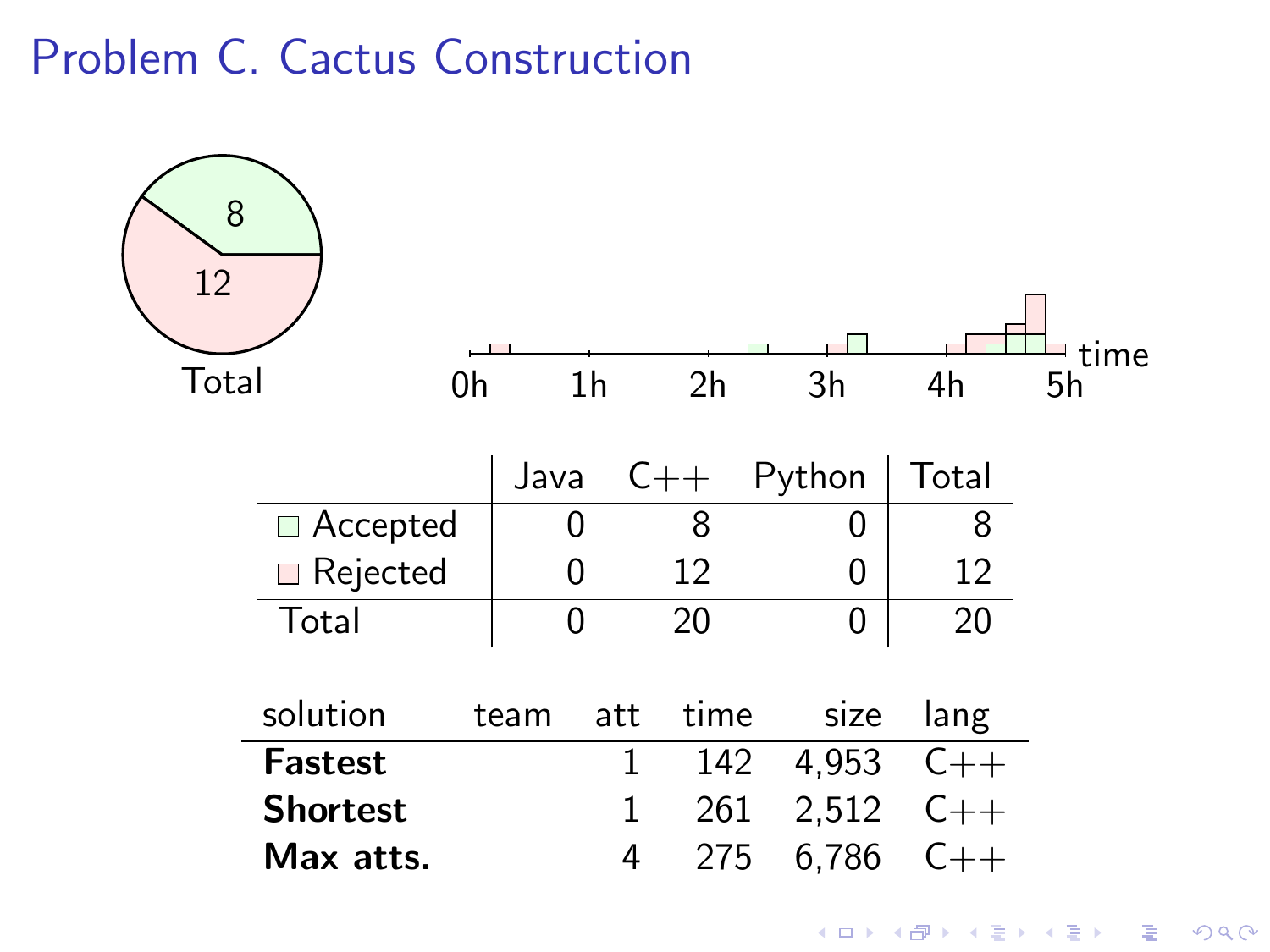# Problem C. Cactus Construction

8

12

Total

0h 1h 2h 3h 4h 5h time

| | Java | C++ | Python | Total |
|---|---|---|---|---|
| Accepted | 0 | 8 | 0 | 8 |
| Rejected | 0 | 12 | 0 | 12 |
| Total | 0 | 20 | 0 | 20 |

| solution | team | att | time | size | lang |
|---|---|---|---|---|---|
| **Fastest** | | 1 | 142 | 4,953 | C++ |
| **Shortest** | | 1 | 261 | 2,512 | C++ |
| **Max atts.** | | 4 | 275 | 6,786 | C++ |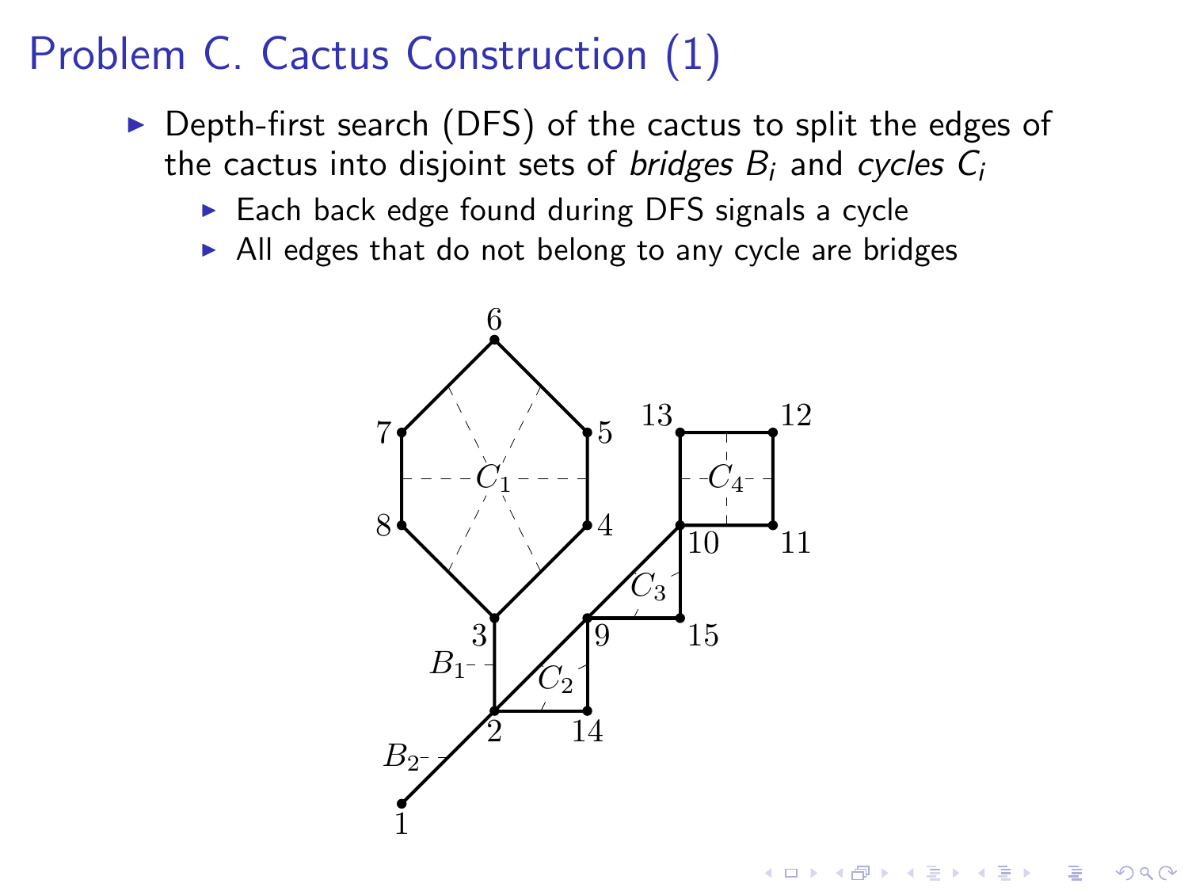# Problem C. Cactus Construction (1)

- Depth-first search (DFS) of the cactus to split the edges of the cactus into disjoint sets of *bridges* $B_i$ and *cycles* $C_i$
  - Each back edge found during DFS signals a cycle
  - All edges that do not belong to any cycle are bridges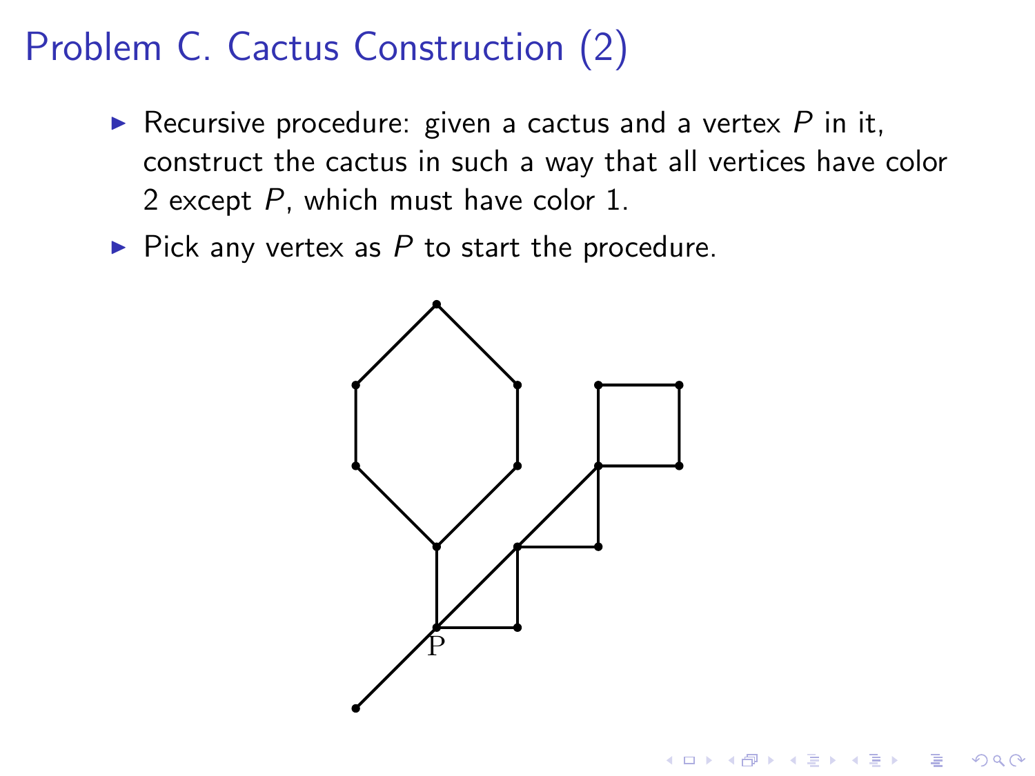# Problem C. Cactus Construction (2)

- Recursive procedure: given a cactus and a vertex $P$ in it, construct the cactus in such a way that all vertices have color 2 except $P$, which must have color 1.
- Pick any vertex as $P$ to start the procedure.

P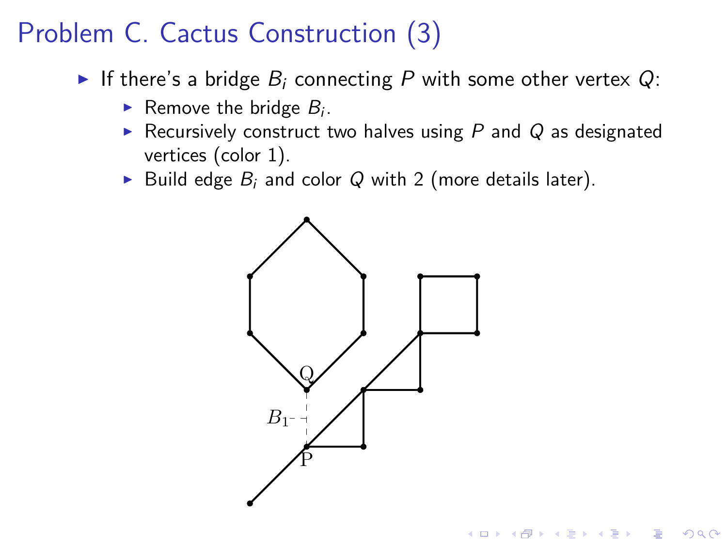# Problem C. Cactus Construction (3)

- If there's a bridge $B_i$ connecting $P$ with some other vertex $Q$:
  - Remove the bridge $B_i$.
  - Recursively construct two halves using $P$ and $Q$ as designated vertices (color 1).
  - Build edge $B_i$ and color $Q$ with 2 (more details later).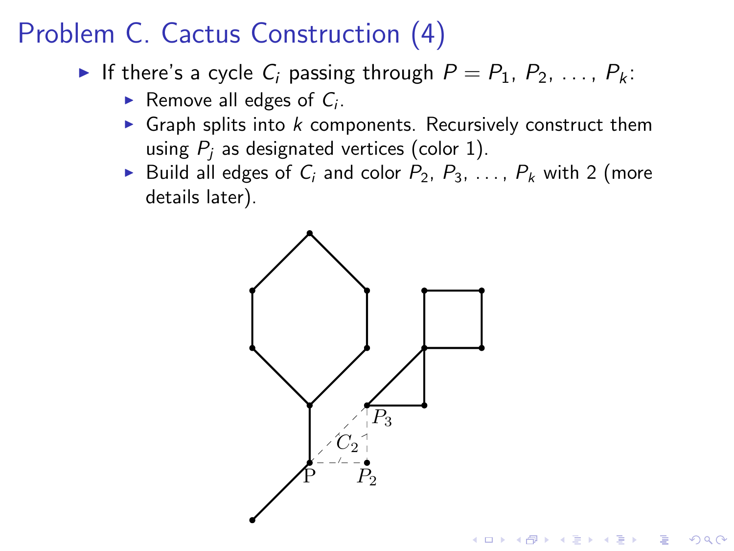# Problem C. Cactus Construction (4)

- If there's a cycle $C_i$ passing through $P = P_1, P_2, \ldots, P_k$:
  - Remove all edges of $C_i$.
  - Graph splits into $k$ components. Recursively construct them using $P_j$ as designated vertices (color 1).
  - Build all edges of $C_i$ and color $P_2, P_3, \ldots, P_k$ with 2 (more details later).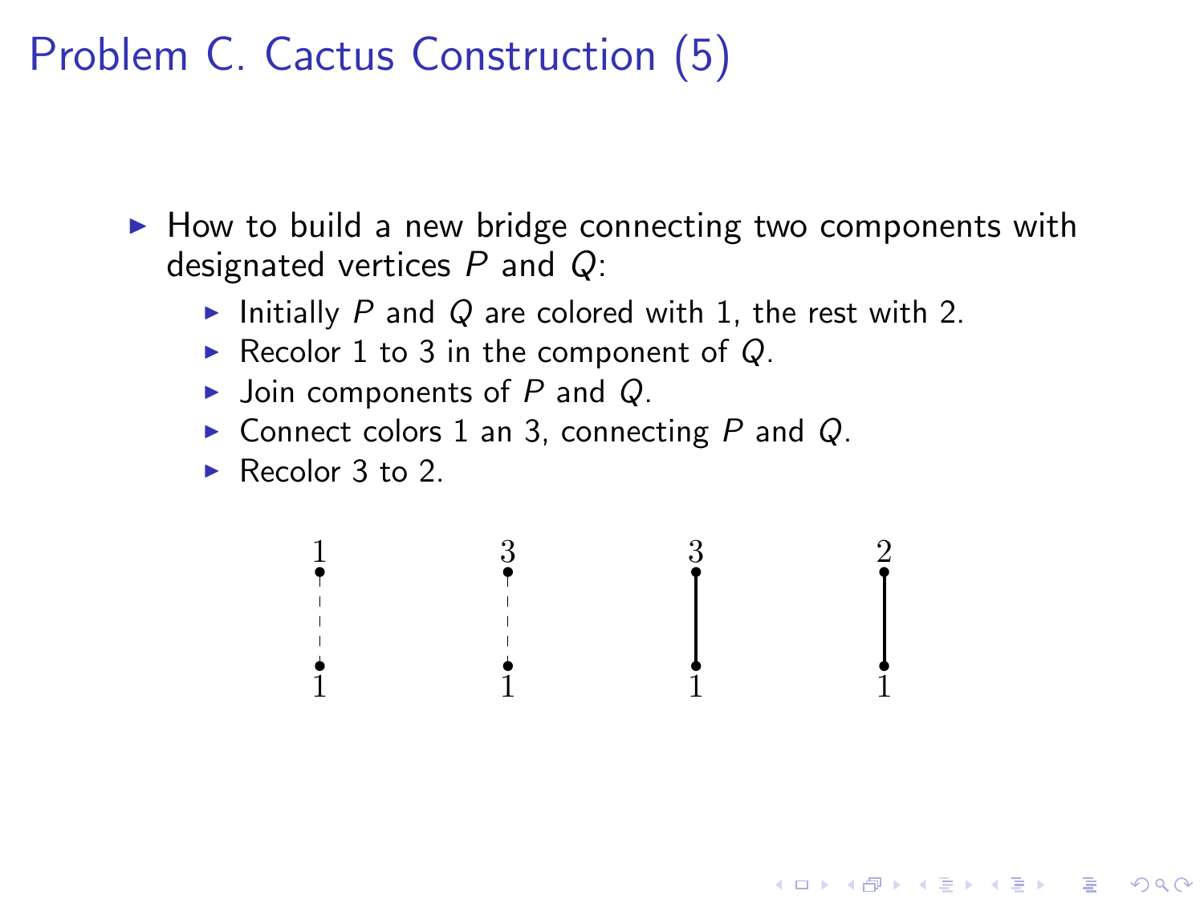# Problem C. Cactus Construction (5)

- How to build a new bridge connecting two components with designated vertices $P$ and $Q$:
  - Initially $P$ and $Q$ are colored with 1, the rest with 2.
  - Recolor 1 to 3 in the component of $Q$.
  - Join components of $P$ and $Q$.
  - Connect colors 1 an 3, connecting $P$ and $Q$.
  - Recolor 3 to 2.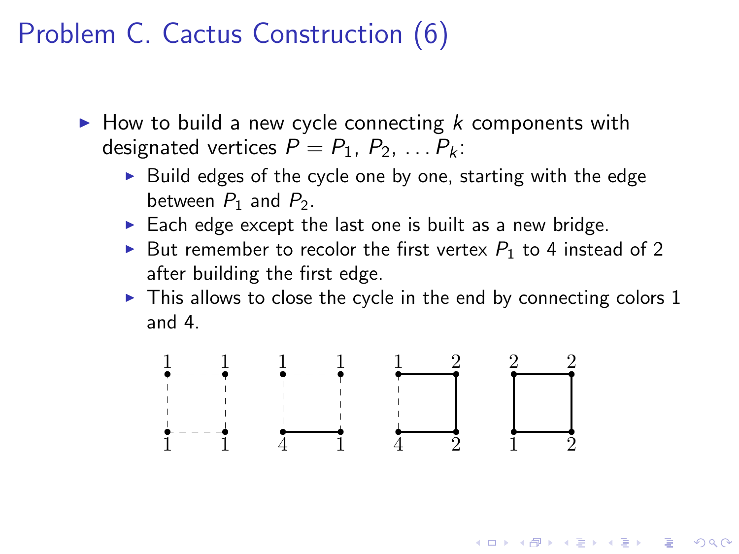# Problem C. Cactus Construction (6)

- How to build a new cycle connecting $k$ components with designated vertices $P = P_1, P_2, \ldots P_k$:
  - Build edges of the cycle one by one, starting with the edge between $P_1$ and $P_2$.
  - Each edge except the last one is built as a new bridge.
  - But remember to recolor the first vertex $P_1$ to 4 instead of 2 after building the first edge.
  - This allows to close the cycle in the end by connecting colors 1 and 4.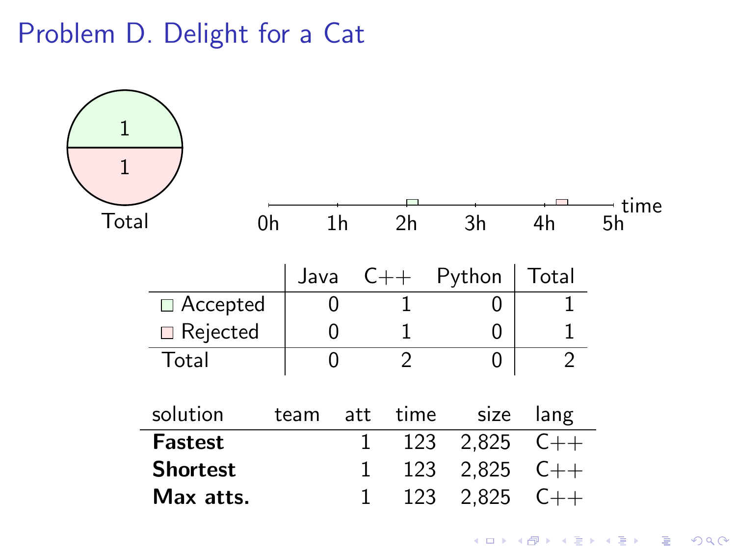# Problem D. Delight for a Cat

Total

time

0h 1h 2h 3h 4h 5h

| | Java | C++ | Python | Total |
|---|---|---|---|---|
| Accepted | 0 | 1 | 0 | 1 |
| Rejected | 0 | 1 | 0 | 1 |
| Total | 0 | 2 | 0 | 2 |

| solution | team | att | time | size | lang |
|---|---|---|---|---|---|
| **Fastest** | | 1 | 123 | 2,825 | C++ |
| **Shortest** | | 1 | 123 | 2,825 | C++ |
| **Max atts.** | | 1 | 123 | 2,825 | C++ |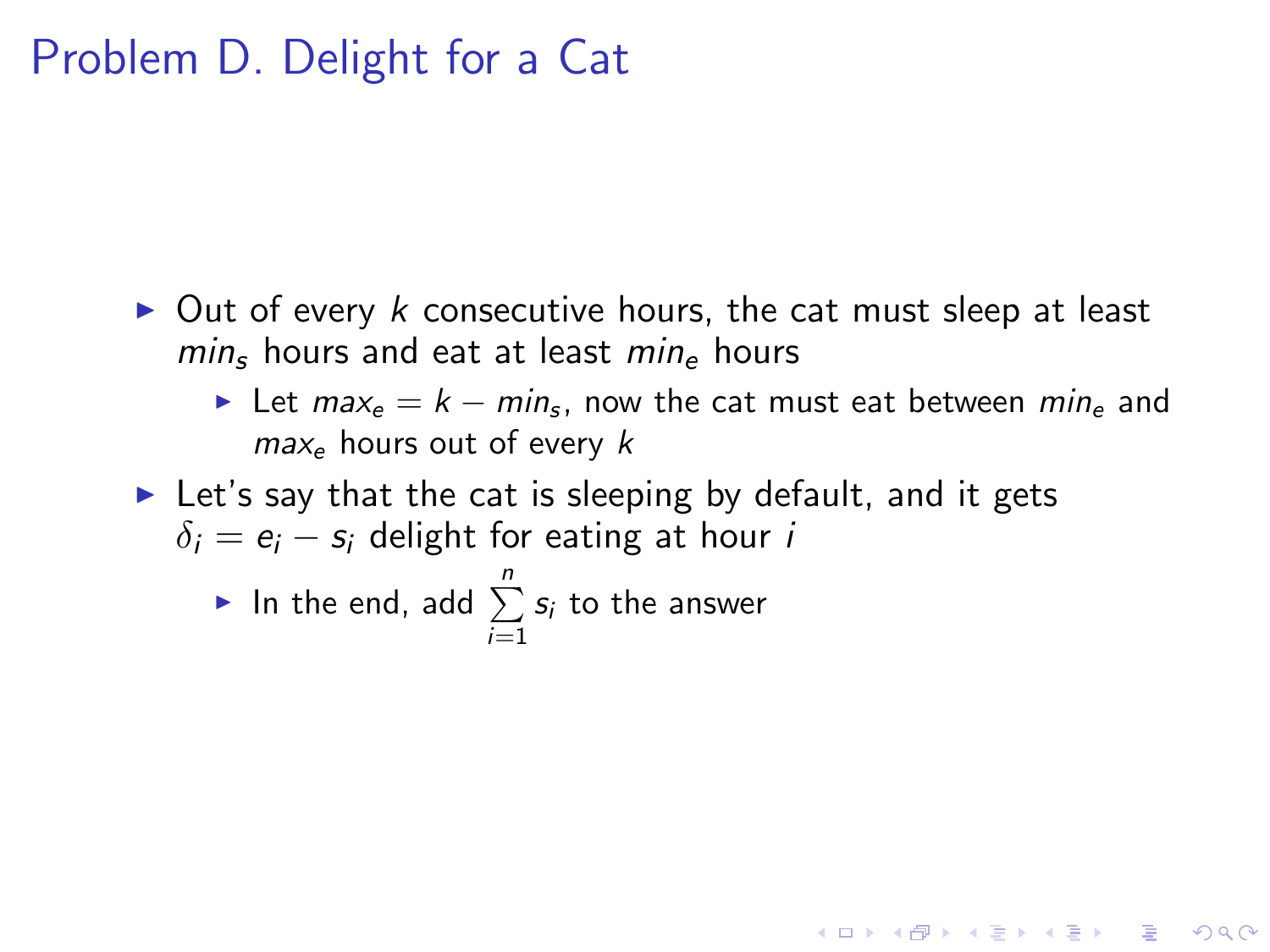# Problem D. Delight for a Cat

- Out of every $k$ consecutive hours, the cat must sleep at least $min_s$ hours and eat at least $min_e$ hours
  - Let $max_e = k - min_s$, now the cat must eat between $min_e$ and $max_e$ hours out of every $k$
- Let's say that the cat is sleeping by default, and it gets $\delta_i = e_i - s_i$ delight for eating at hour $i$
  - In the end, add $\sum_{i=1}^{n} s_i$ to the answer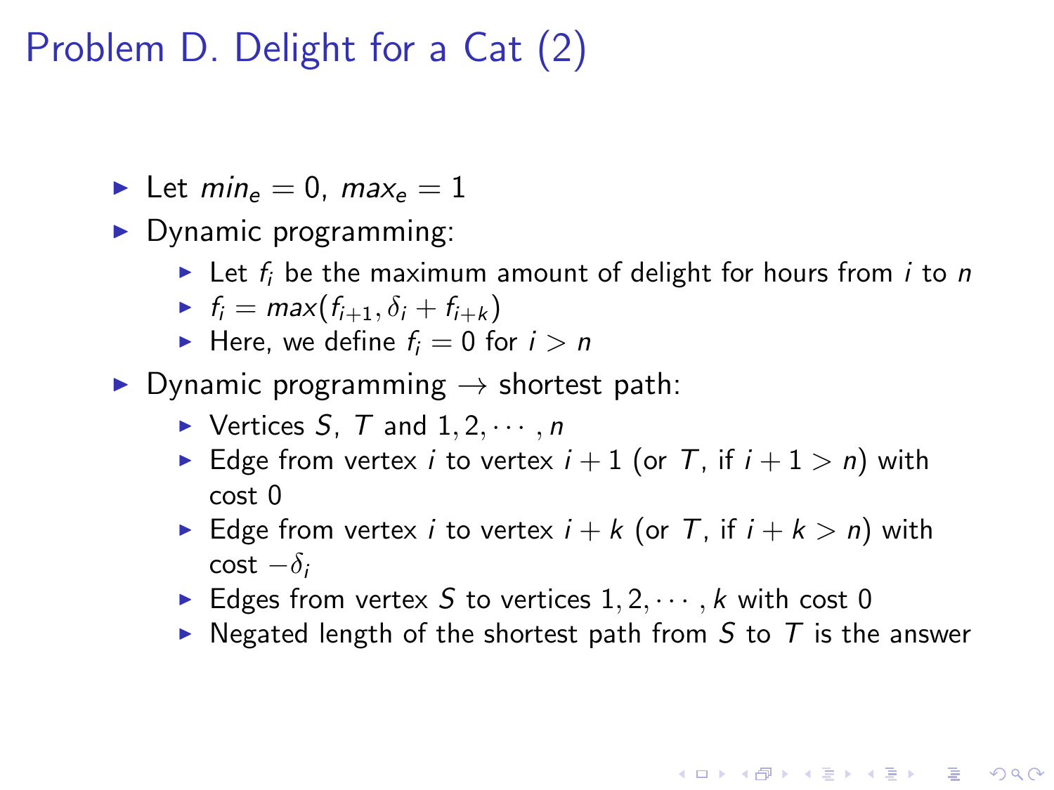# Problem D. Delight for a Cat (2)

- Let $min_e = 0$, $max_e = 1$
- Dynamic programming:
  - Let $f_i$ be the maximum amount of delight for hours from $i$ to $n$
  - $f_i = max(f_{i+1}, \delta_i + f_{i+k})$
  - Here, we define $f_i = 0$ for $i > n$
- Dynamic programming $\rightarrow$ shortest path:
  - Vertices $S$, $T$ and $1, 2, \cdots, n$
  - Edge from vertex $i$ to vertex $i + 1$ (or $T$, if $i + 1 > n$) with cost 0
  - Edge from vertex $i$ to vertex $i + k$ (or $T$, if $i + k > n$) with cost $-\delta_i$
  - Edges from vertex $S$ to vertices $1, 2, \cdots, k$ with cost 0
  - Negated length of the shortest path from $S$ to $T$ is the answer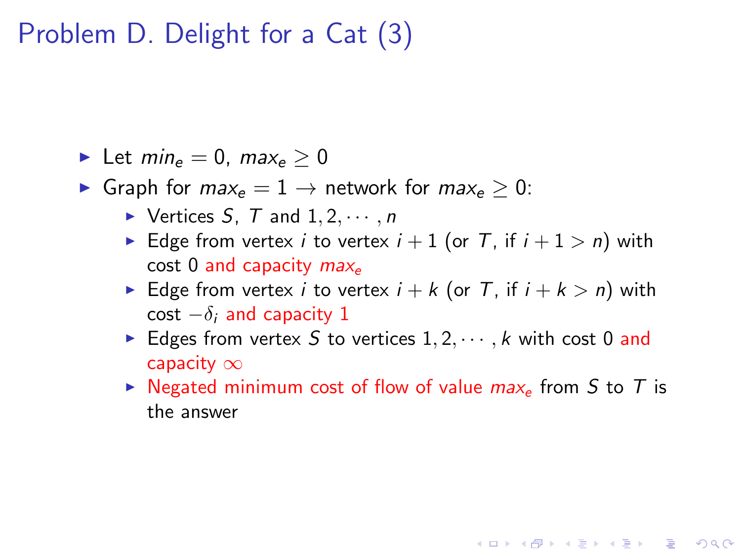# Problem D. Delight for a Cat (3)

- Let $min_e = 0$, $max_e \geq 0$
- Graph for $max_e = 1 \rightarrow$ network for $max_e \geq 0$:
  - Vertices $S$, $T$ and $1, 2, \cdots, n$
  - Edge from vertex $i$ to vertex $i + 1$ (or $T$, if $i + 1 > n$) with cost 0 and capacity $max_e$
  - Edge from vertex $i$ to vertex $i + k$ (or $T$, if $i + k > n$) with cost $-\delta_i$ and capacity 1
  - Edges from vertex $S$ to vertices $1, 2, \cdots, k$ with cost 0 and capacity $\infty$
  - Negated minimum cost of flow of value $max_e$ from $S$ to $T$ is the answer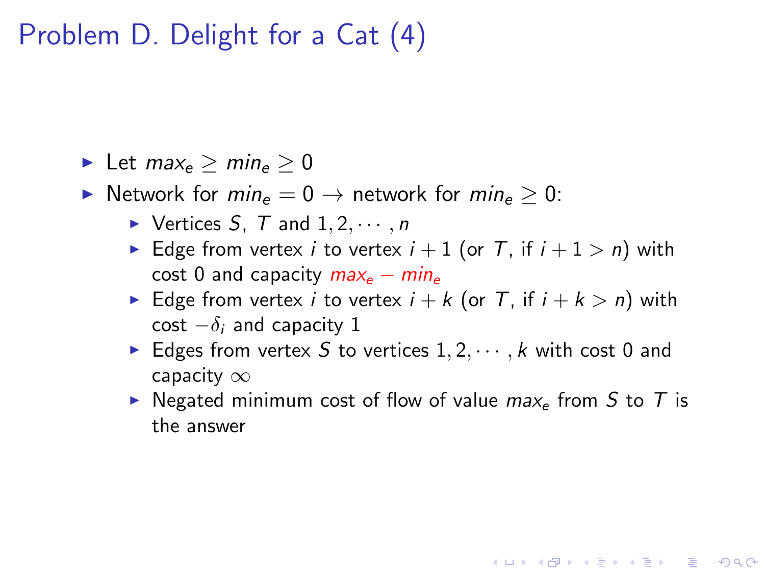# Problem D. Delight for a Cat (4)

- Let $max_e \geq min_e \geq 0$
- Network for $min_e = 0 \rightarrow$ network for $min_e \geq 0$:
  - Vertices $S$, $T$ and $1, 2, \cdots, n$
  - Edge from vertex $i$ to vertex $i + 1$ (or $T$, if $i + 1 > n$) with cost 0 and capacity $max_e - min_e$
  - Edge from vertex $i$ to vertex $i + k$ (or $T$, if $i + k > n$) with cost $-\delta_i$ and capacity 1
  - Edges from vertex $S$ to vertices $1, 2, \cdots, k$ with cost 0 and capacity $\infty$
  - Negated minimum cost of flow of value $max_e$ from $S$ to $T$ is the answer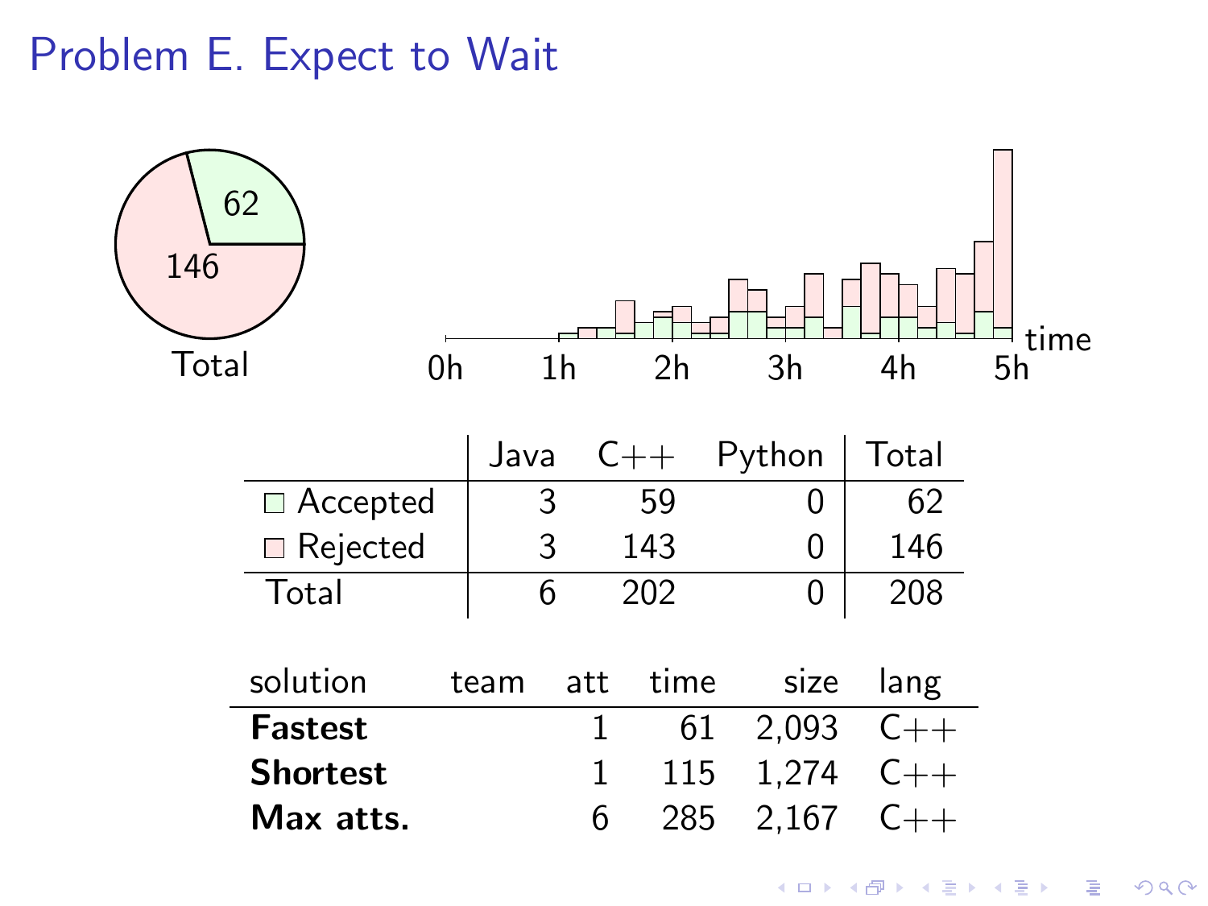# Problem E. Expect to Wait

|  | Java | C++ | Python | Total |
|---|---|---|---|---|
| Accepted | 3 | 59 | 0 | 62 |
| Rejected | 3 | 143 | 0 | 146 |
| Total | 6 | 202 | 0 | 208 |

| solution | team | att | time | size | lang |
|---|---|---|---|---|---|
| **Fastest** |  | 1 | 61 | 2,093 | C++ |
| **Shortest** |  | 1 | 115 | 1,274 | C++ |
| **Max atts.** |  | 6 | 285 | 2,167 | C++ |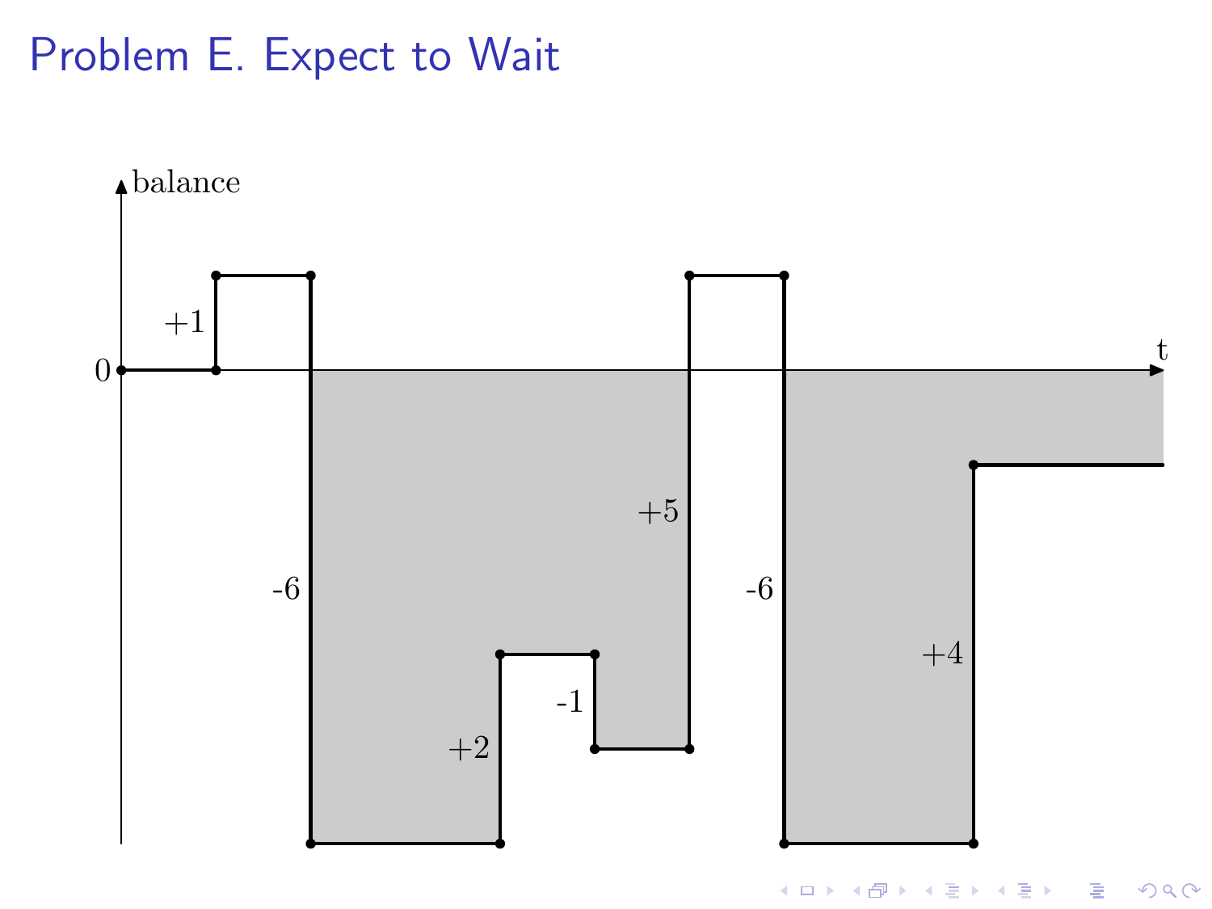# Problem E. Expect to Wait

balance

0

+1

-6

+2

-1

+5

-6

+4

t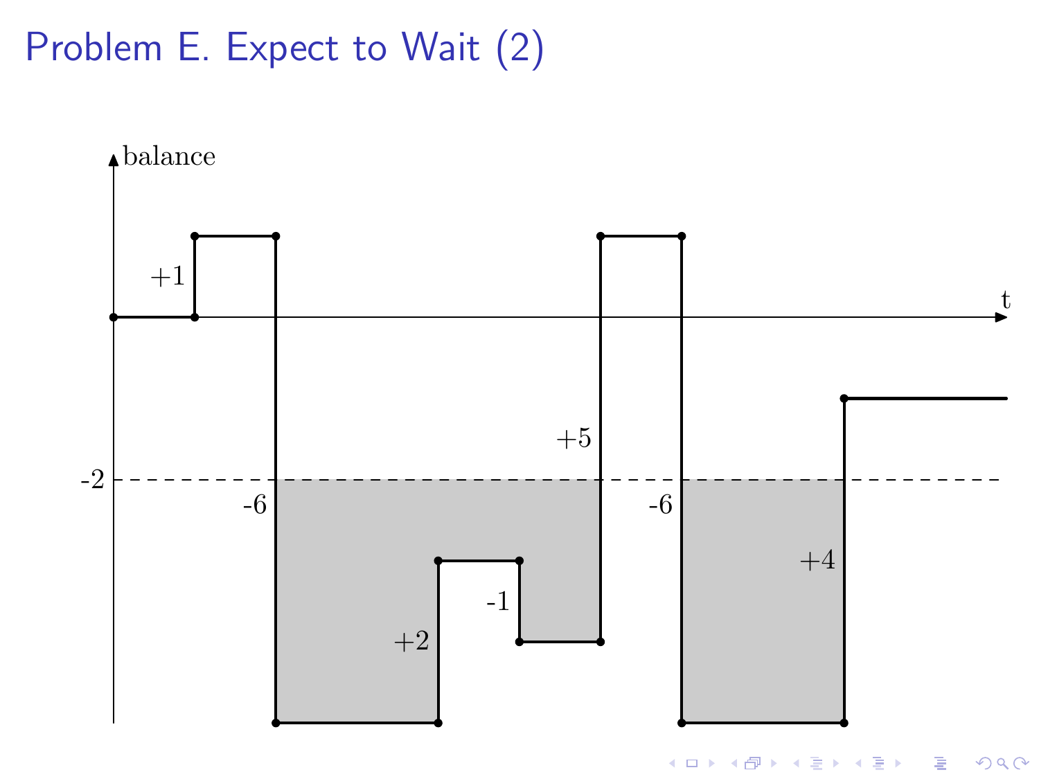# Problem E. Expect to Wait (2)

balance

t

+1

-2

-6

+2

-1

+5

-6

+4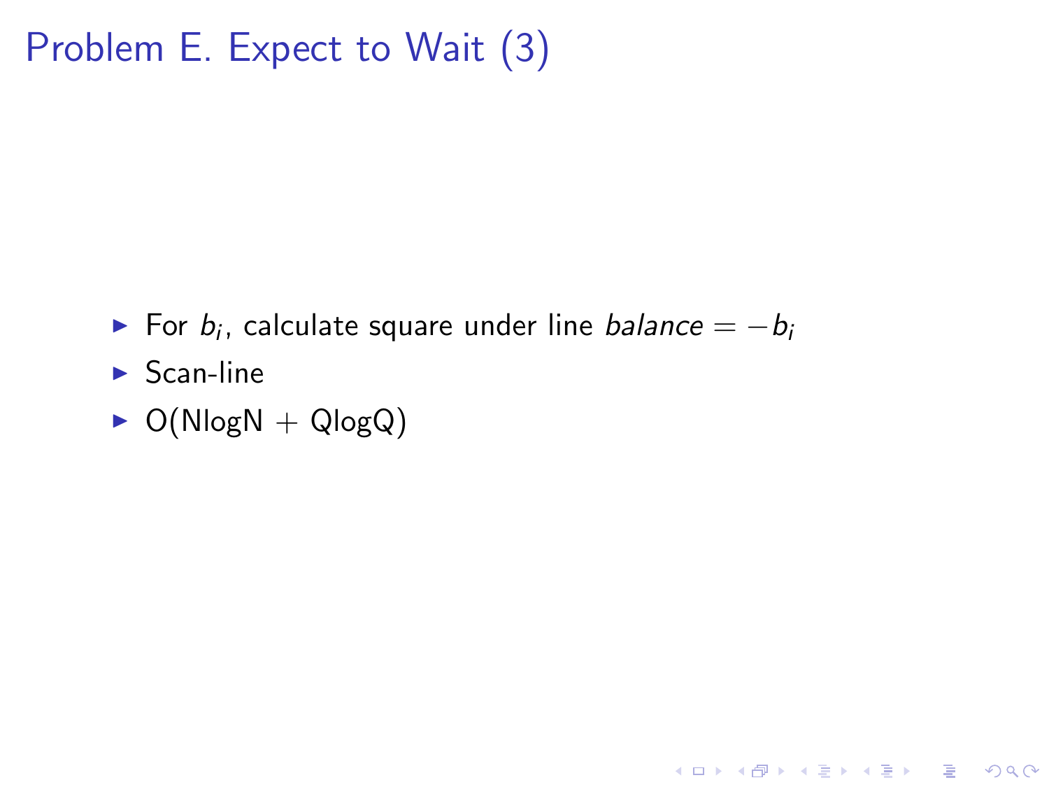# Problem E. Expect to Wait (3)

- For $b_i$, calculate square under line $balance = -b_i$
- Scan-line
- O(NlogN + QlogQ)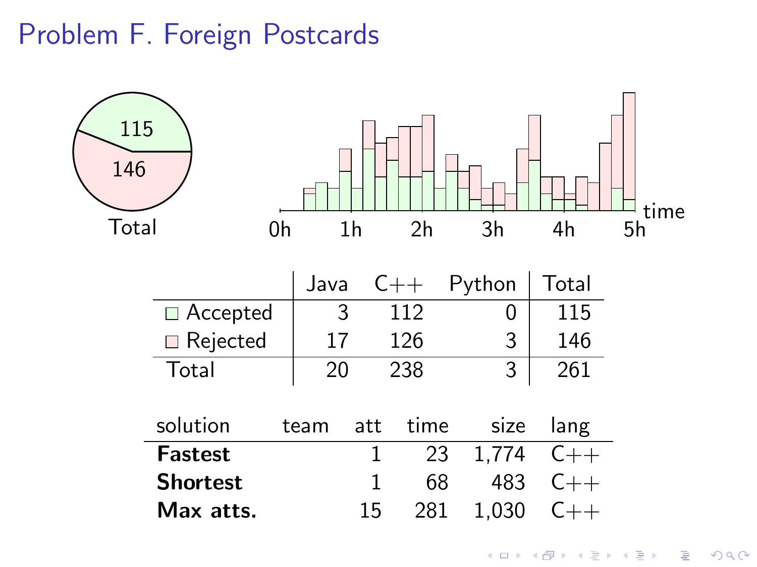# Problem F. Foreign Postcards

|  | Java | C++ | Python | Total |
|---|---|---|---|---|
| Accepted | 3 | 112 | 0 | 115 |
| Rejected | 17 | 126 | 3 | 146 |
| Total | 20 | 238 | 3 | 261 |

| solution | team | att | time | size | lang |
|---|---|---|---|---|---|
| **Fastest** |  | 1 | 23 | 1,774 | C++ |
| **Shortest** |  | 1 | 68 | 483 | C++ |
| **Max atts.** |  | 15 | 281 | 1,030 | C++ |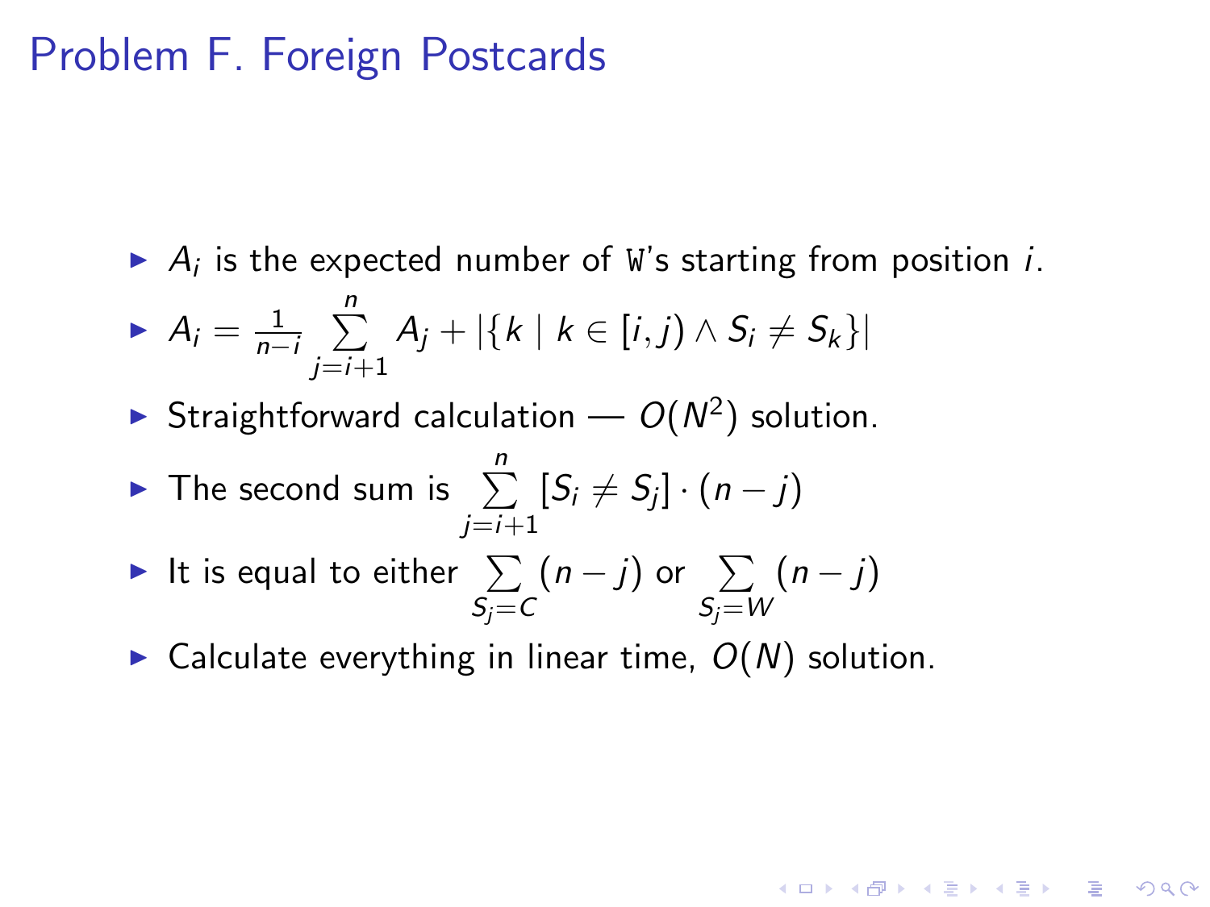# Problem F. Foreign Postcards

- $A_i$ is the expected number of `W`'s starting from position $i$.
- $A_i = \frac{1}{n-i} \sum_{j=i+1}^{n} A_j + |\{k \mid k \in [i,j) \wedge S_i \neq S_k\}|$
- Straightforward calculation — $O(N^2)$ solution.
- The second sum is $\sum_{j=i+1}^{n} [S_i \neq S_j] \cdot (n-j)$
- It is equal to either $\sum_{S_j = C} (n-j)$ or $\sum_{S_j = W} (n-j)$
- Calculate everything in linear time, $O(N)$ solution.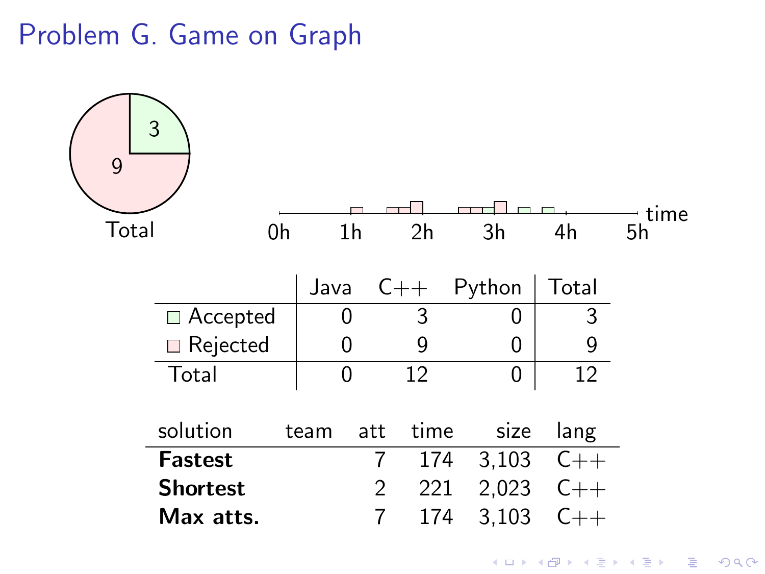# Problem G. Game on Graph

Total: 3 accepted, 9 rejected

|  | Java | C++ | Python | Total |
|---|---|---|---|---|
| Accepted | 0 | 3 | 0 | 3 |
| Rejected | 0 | 9 | 0 | 9 |
| Total | 0 | 12 | 0 | 12 |

| solution | team | att | time | size | lang |
|---|---|---|---|---|---|
| **Fastest** |  | 7 | 174 | 3,103 | C++ |
| **Shortest** |  | 2 | 221 | 2,023 | C++ |
| **Max atts.** |  | 7 | 174 | 3,103 | C++ |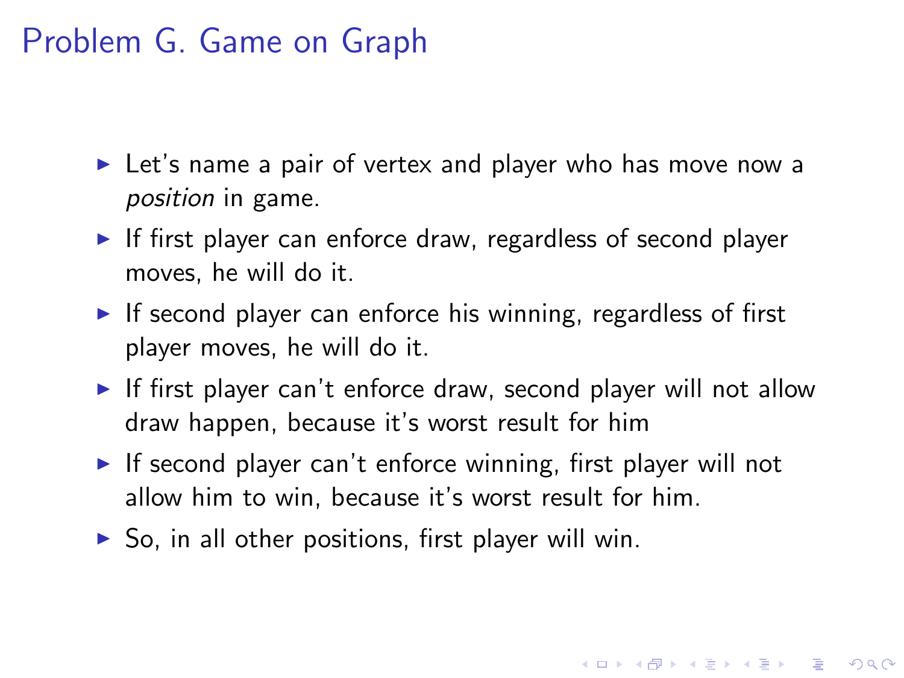# Problem G. Game on Graph

- Let's name a pair of vertex and player who has move now a *position* in game.
- If first player can enforce draw, regardless of second player moves, he will do it.
- If second player can enforce his winning, regardless of first player moves, he will do it.
- If first player can't enforce draw, second player will not allow draw happen, because it's worst result for him
- If second player can't enforce winning, first player will not allow him to win, because it's worst result for him.
- So, in all other positions, first player will win.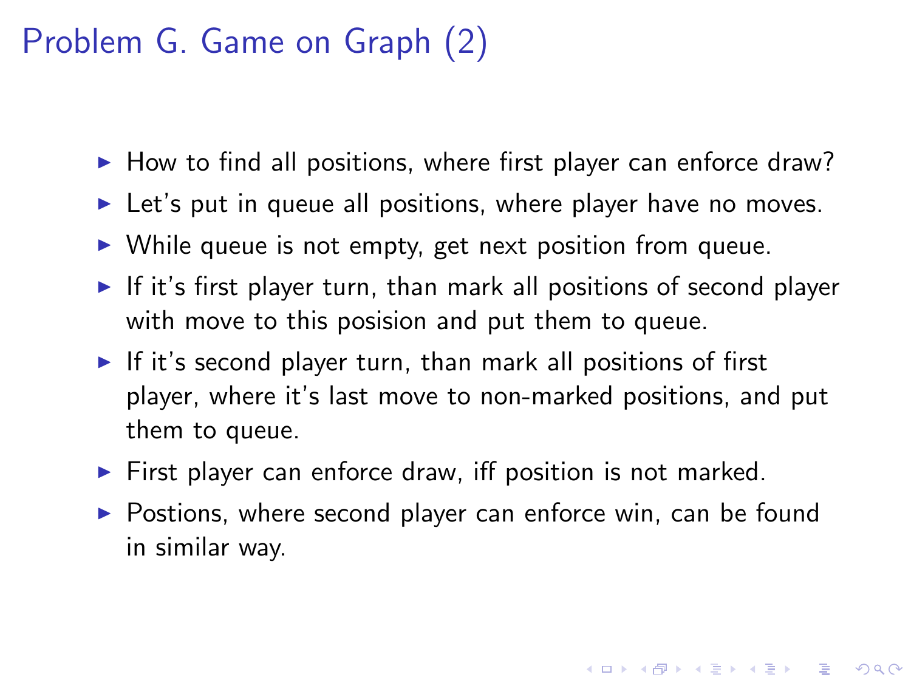# Problem G. Game on Graph (2)

- How to find all positions, where first player can enforce draw?
- Let's put in queue all positions, where player have no moves.
- While queue is not empty, get next position from queue.
- If it's first player turn, than mark all positions of second player with move to this posision and put them to queue.
- If it's second player turn, than mark all positions of first player, where it's last move to non-marked positions, and put them to queue.
- First player can enforce draw, iff position is not marked.
- Postions, where second player can enforce win, can be found in similar way.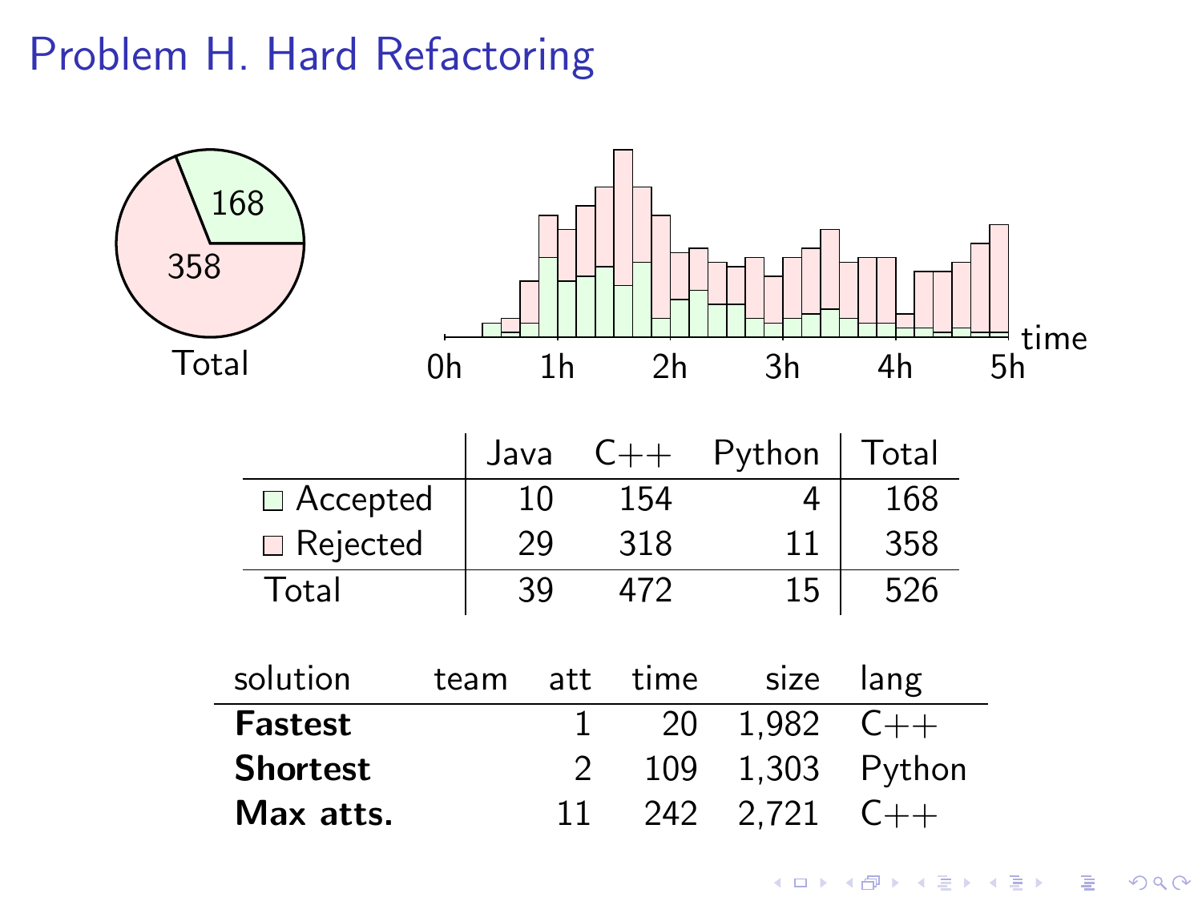# Problem H. Hard Refactoring

|  | Java | C++ | Python | Total |
|---|---|---|---|---|
| Accepted | 10 | 154 | 4 | 168 |
| Rejected | 29 | 318 | 11 | 358 |
| Total | 39 | 472 | 15 | 526 |

| solution | team | att | time | size | lang |
|---|---|---|---|---|---|
| **Fastest** |  | 1 | 20 | 1,982 | C++ |
| **Shortest** |  | 2 | 109 | 1,303 | Python |
| **Max atts.** |  | 11 | 242 | 2,721 | C++ |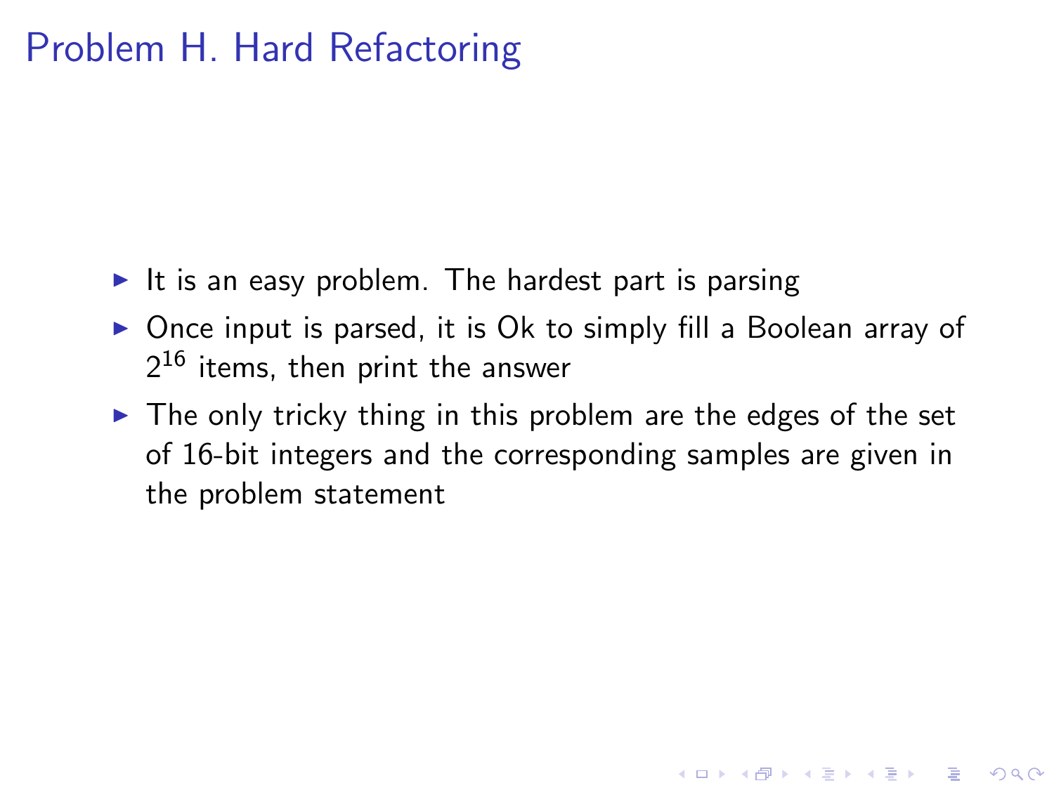# Problem H. Hard Refactoring

- It is an easy problem. The hardest part is parsing
- Once input is parsed, it is Ok to simply fill a Boolean array of $2^{16}$ items, then print the answer
- The only tricky thing in this problem are the edges of the set of 16-bit integers and the corresponding samples are given in the problem statement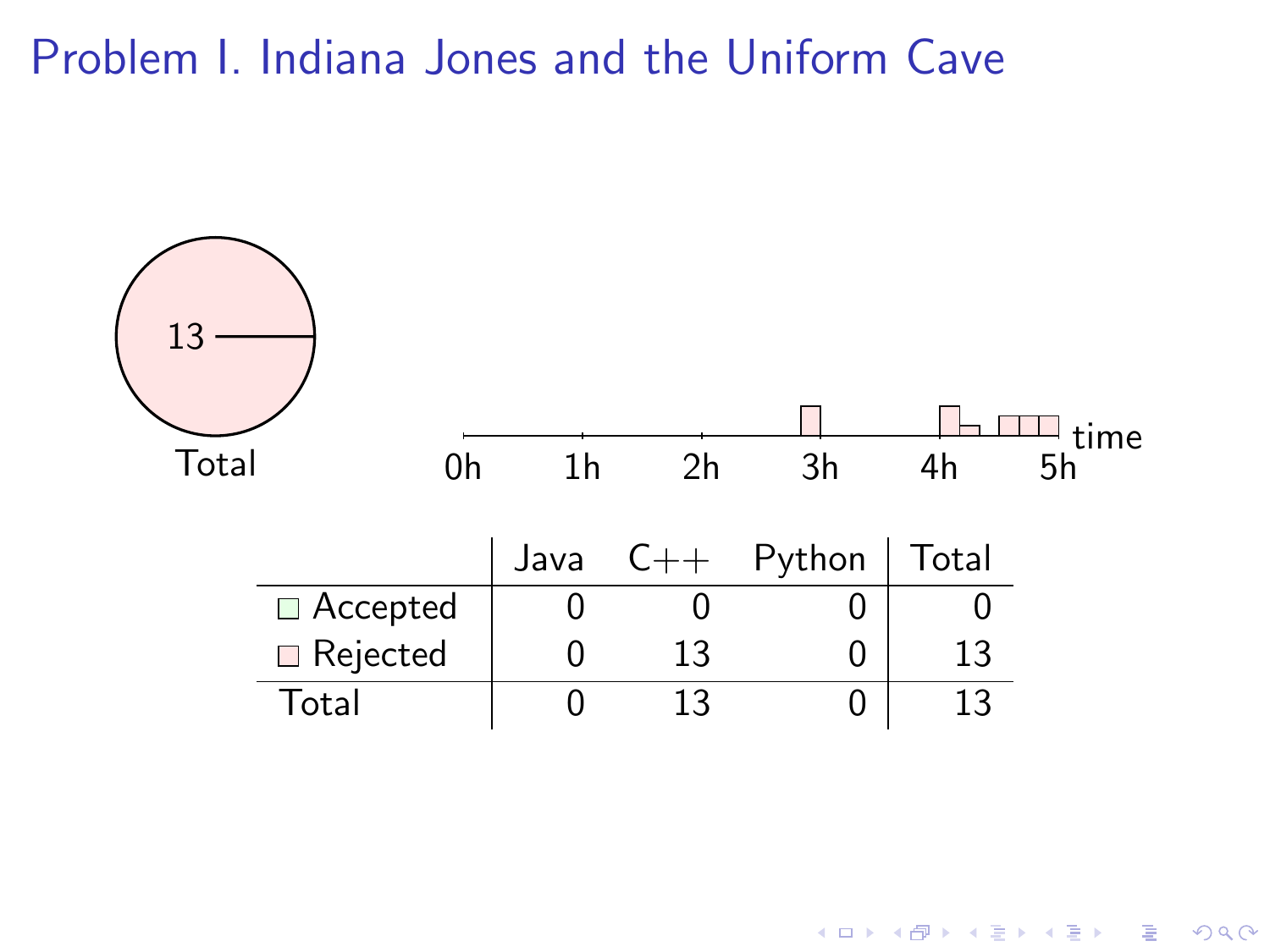# Problem I. Indiana Jones and the Uniform Cave

13

Total

0h 1h 2h 3h 4h 5h time

| | Java | C++ | Python | Total |
|---|---|---|---|---|
| Accepted | 0 | 0 | 0 | 0 |
| Rejected | 0 | 13 | 0 | 13 |
| Total | 0 | 13 | 0 | 13 |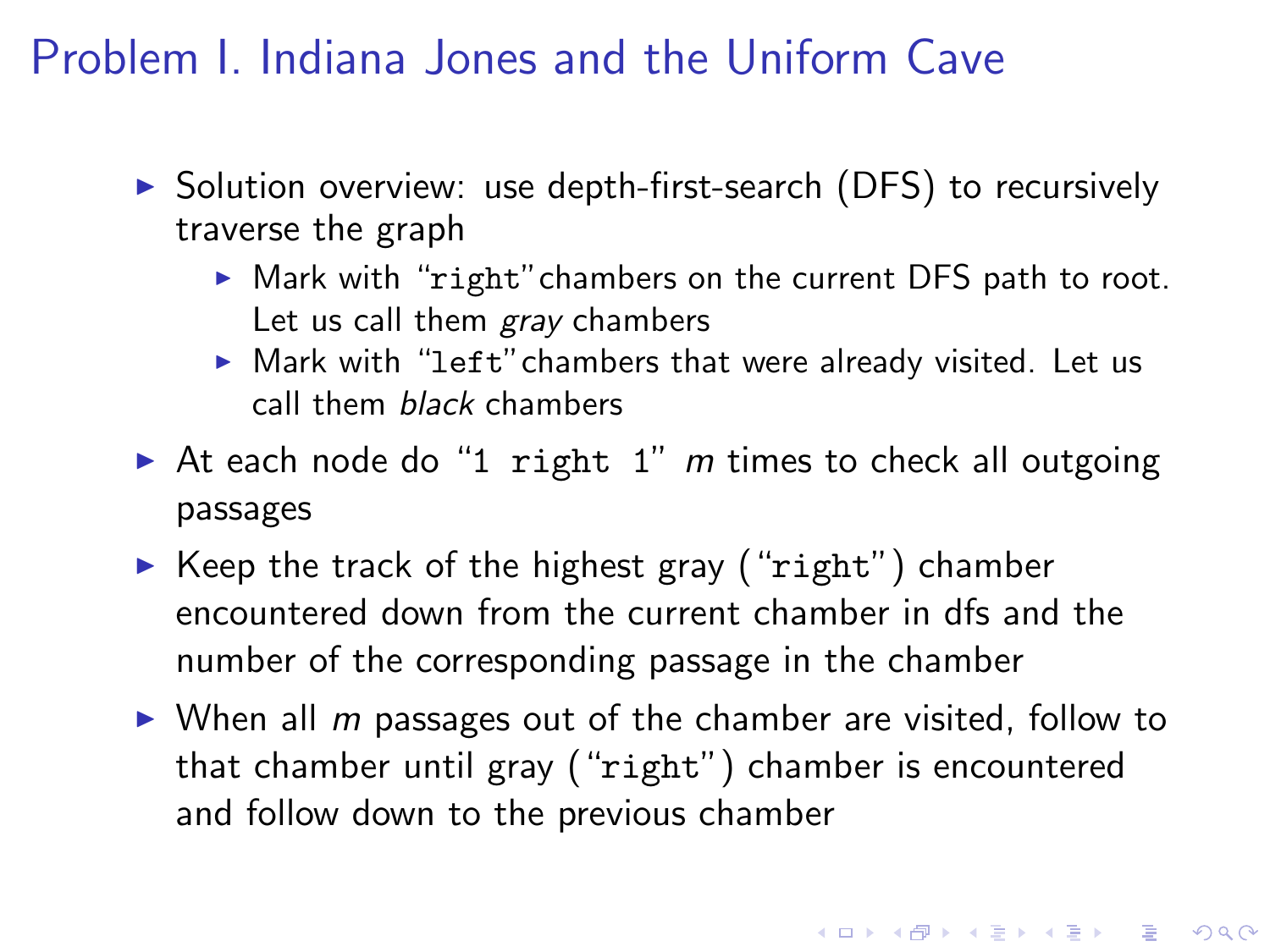# Problem I. Indiana Jones and the Uniform Cave

- Solution overview: use depth-first-search (DFS) to recursively traverse the graph
  - Mark with "`right`"chambers on the current DFS path to root. Let us call them *gray* chambers
  - Mark with "`left`"chambers that were already visited. Let us call them *black* chambers
- At each node do "`1 right 1`" $m$ times to check all outgoing passages
- Keep the track of the highest gray ("`right`") chamber encountered down from the current chamber in dfs and the number of the corresponding passage in the chamber
- When all $m$ passages out of the chamber are visited, follow to that chamber until gray ("`right`") chamber is encountered and follow down to the previous chamber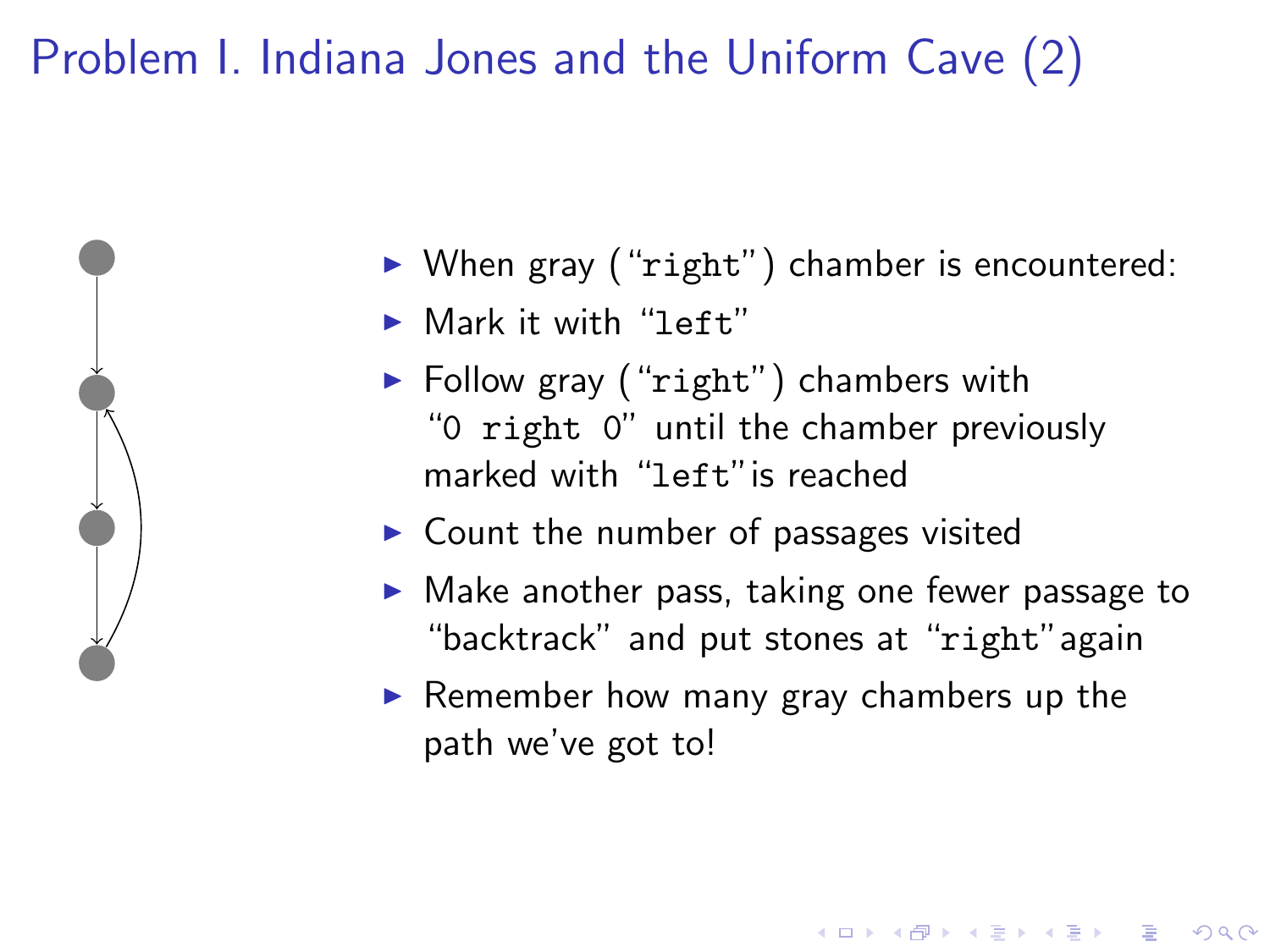# Problem I. Indiana Jones and the Uniform Cave (2)

- When gray (“`right`”) chamber is encountered:
- Mark it with “`left`”
- Follow gray (“`right`”) chambers with “`0 right 0`” until the chamber previously marked with “`left`”is reached
- Count the number of passages visited
- Make another pass, taking one fewer passage to “backtrack” and put stones at “`right`”again
- Remember how many gray chambers up the path we’ve got to!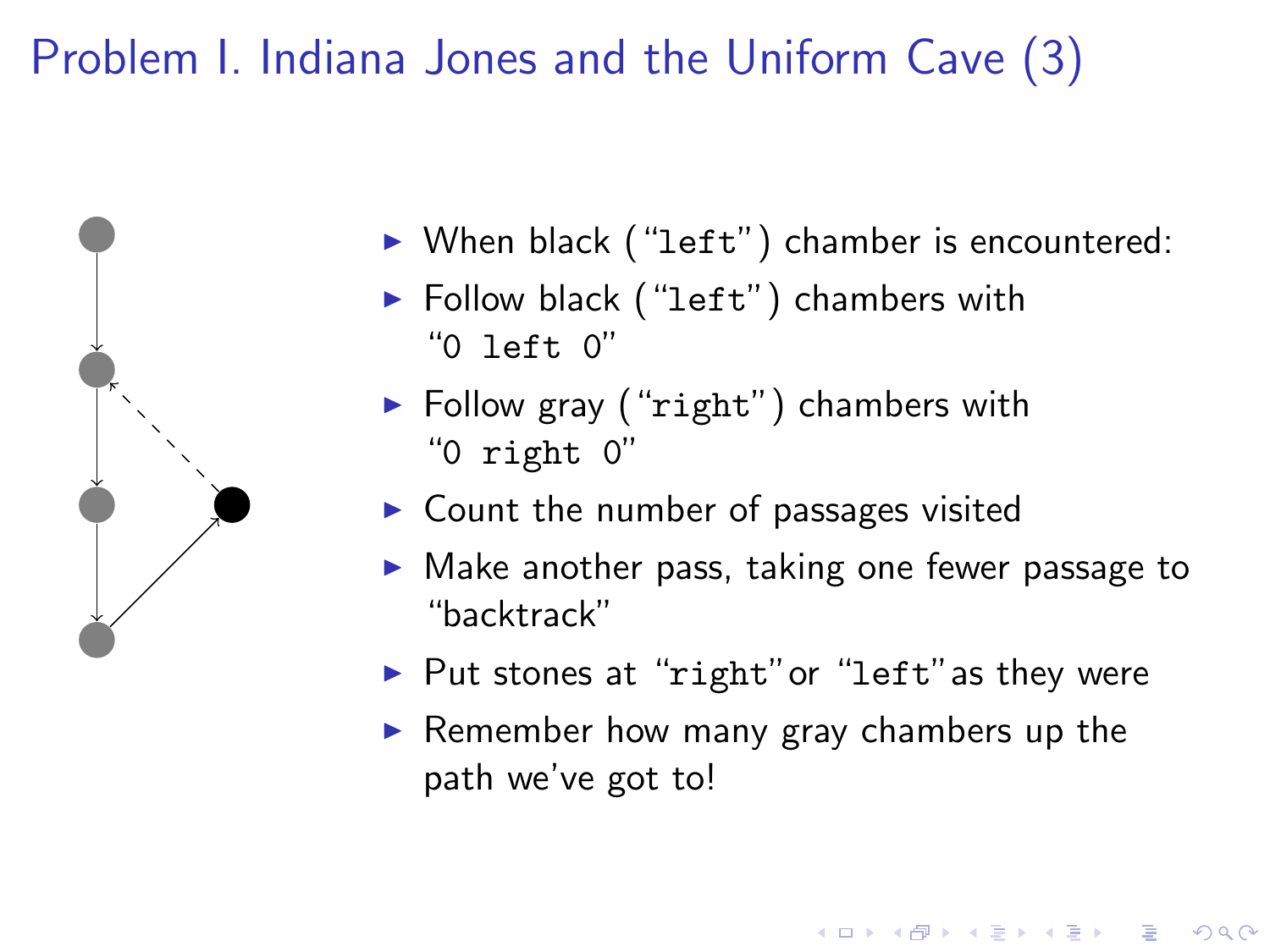# Problem I. Indiana Jones and the Uniform Cave (3)

- When black (“`left`”) chamber is encountered:
- Follow black (“`left`”) chambers with “`0 left 0`”
- Follow gray (“`right`”) chambers with “`0 right 0`”
- Count the number of passages visited
- Make another pass, taking one fewer passage to “backtrack”
- Put stones at “`right`” or “`left`” as they were
- Remember how many gray chambers up the path we’ve got to!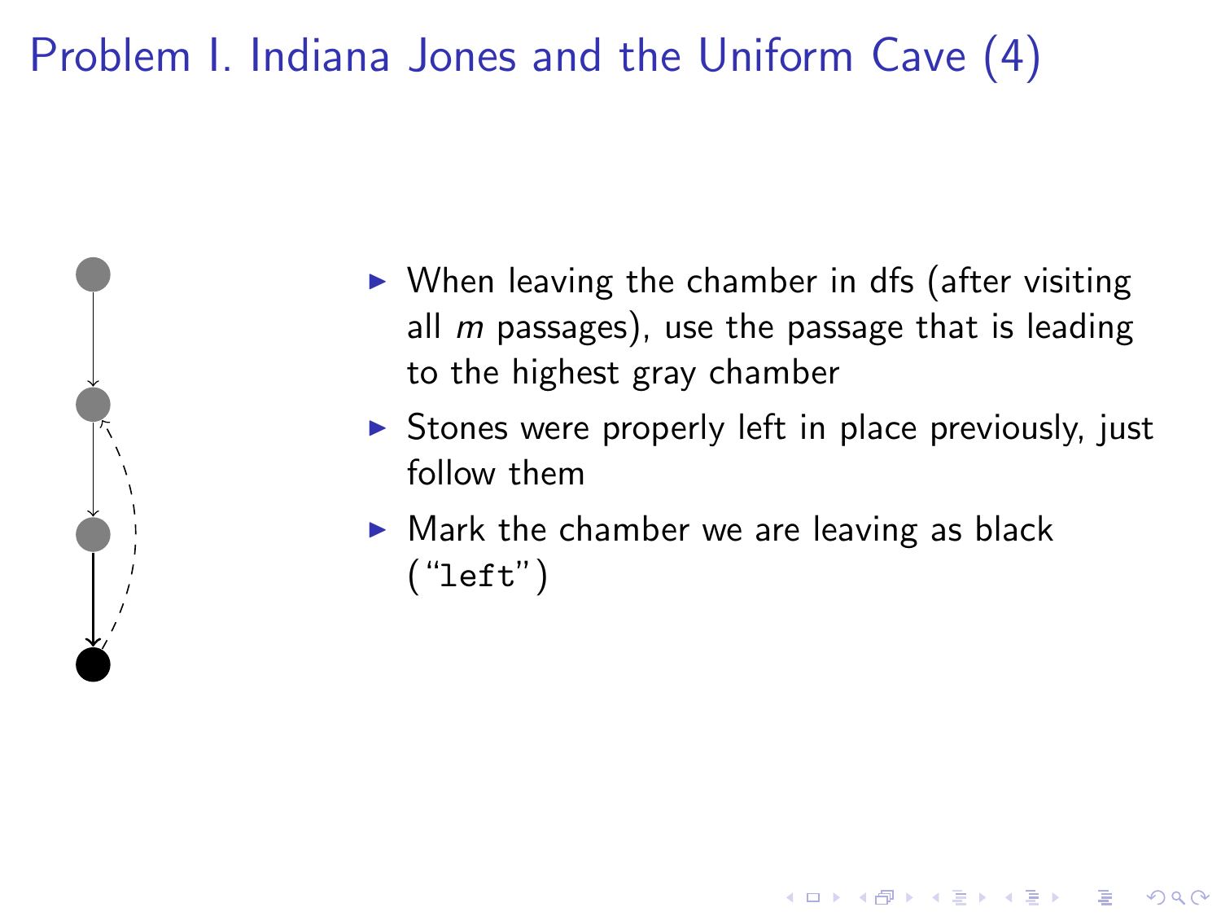# Problem I. Indiana Jones and the Uniform Cave (4)

- When leaving the chamber in dfs (after visiting all $m$ passages), use the passage that is leading to the highest gray chamber
- Stones were properly left in place previously, just follow them
- Mark the chamber we are leaving as black (“`left`”)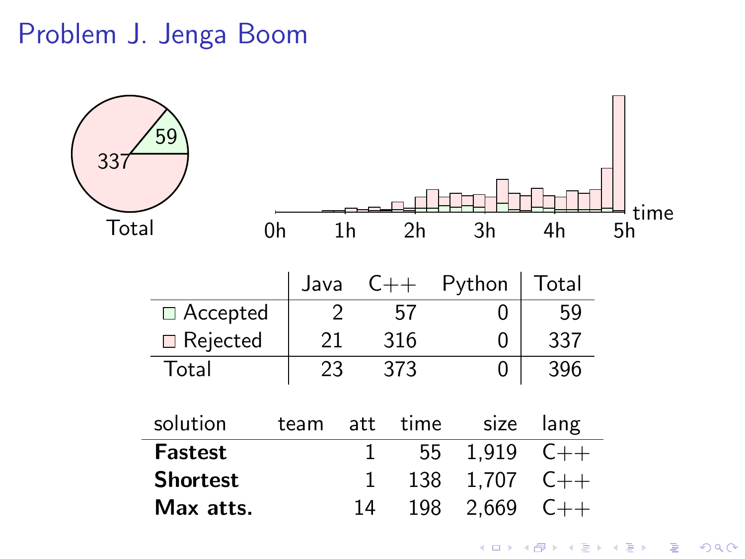# Problem J. Jenga Boom

|  | Java | C++ | Python | Total |
| --- | --- | --- | --- | --- |
| Accepted | 2 | 57 | 0 | 59 |
| Rejected | 21 | 316 | 0 | 337 |
| Total | 23 | 373 | 0 | 396 |

| solution | team | att | time | size | lang |
| --- | --- | --- | --- | --- | --- |
| **Fastest** |  | 1 | 55 | 1,919 | C++ |
| **Shortest** |  | 1 | 138 | 1,707 | C++ |
| **Max atts.** |  | 14 | 198 | 2,669 | C++ |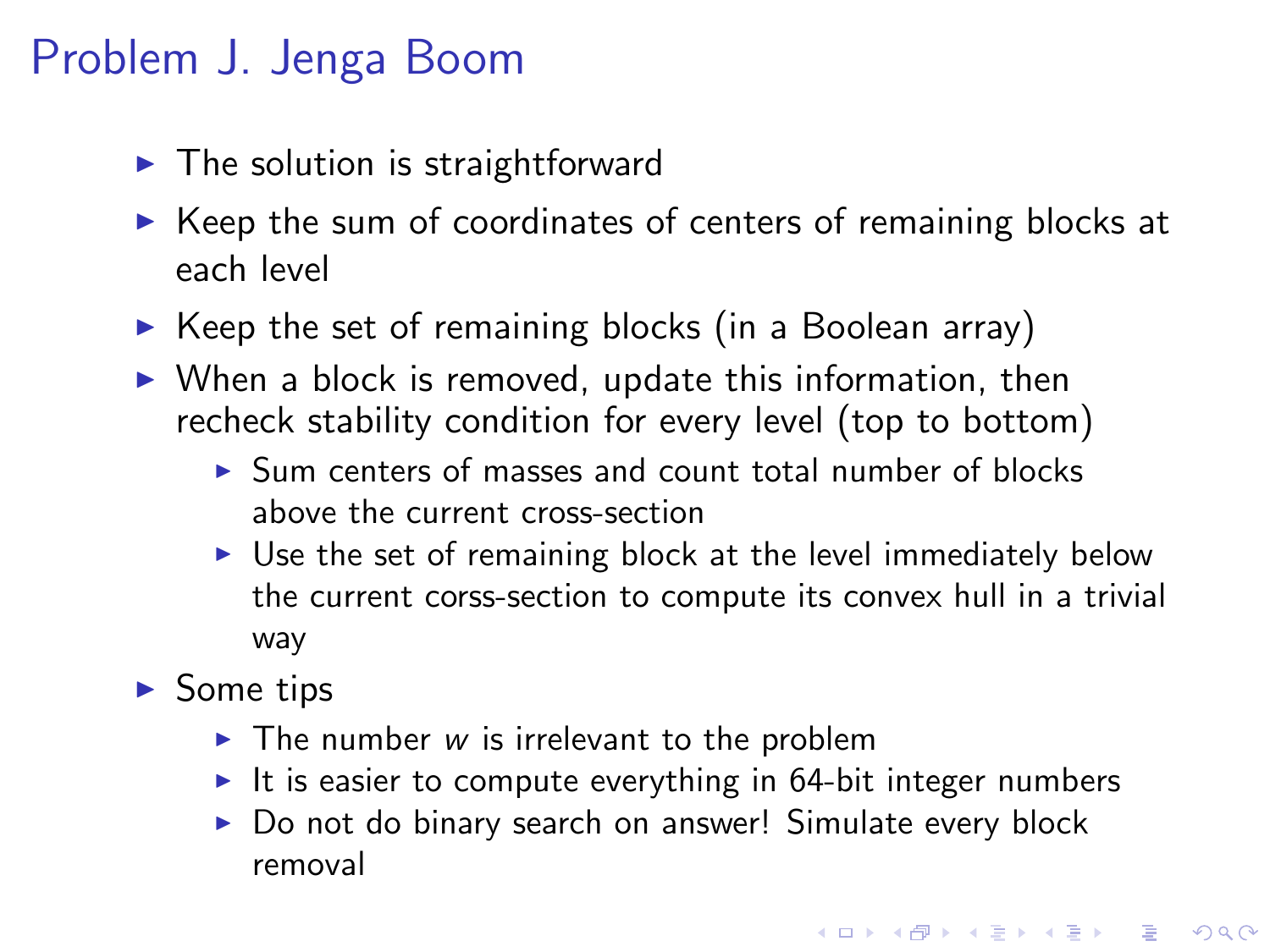# Problem J. Jenga Boom

- The solution is straightforward
- Keep the sum of coordinates of centers of remaining blocks at each level
- Keep the set of remaining blocks (in a Boolean array)
- When a block is removed, update this information, then recheck stability condition for every level (top to bottom)
  - Sum centers of masses and count total number of blocks above the current cross-section
  - Use the set of remaining block at the level immediately below the current corss-section to compute its convex hull in a trivial way
- Some tips
  - The number $w$ is irrelevant to the problem
  - It is easier to compute everything in 64-bit integer numbers
  - Do not do binary search on answer! Simulate every block removal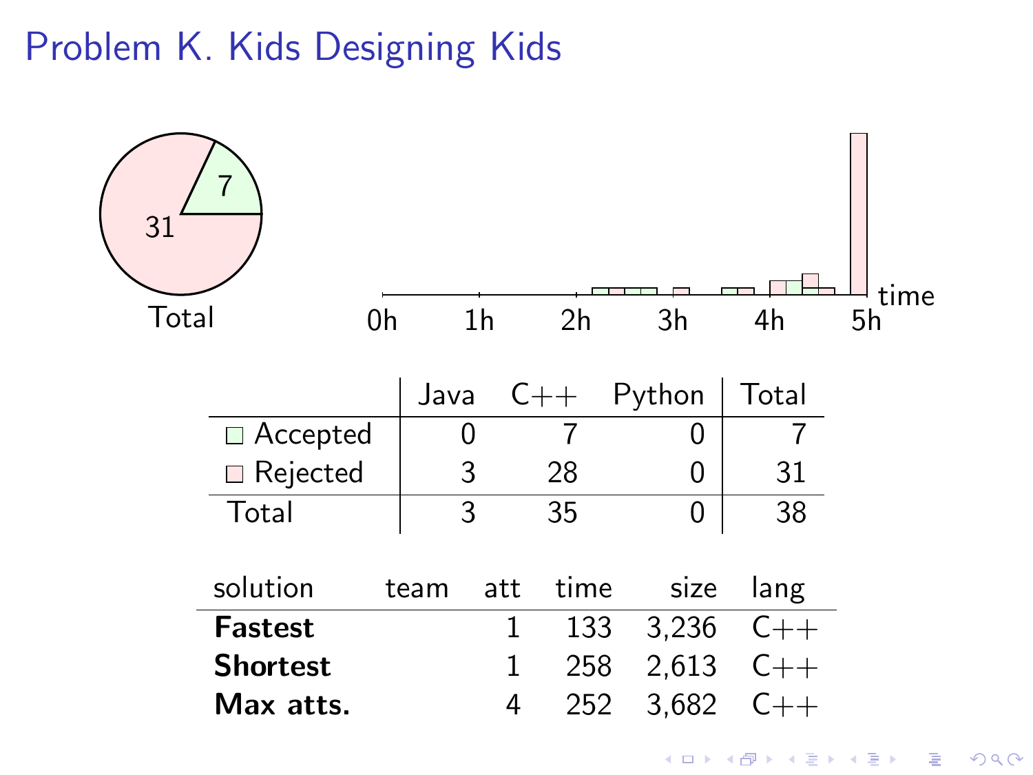# Problem K. Kids Designing Kids

Total: 7 accepted, 31 rejected

|  | Java | C++ | Python | Total |
|---|---|---|---|---|
| Accepted | 0 | 7 | 0 | 7 |
| Rejected | 3 | 28 | 0 | 31 |
| Total | 3 | 35 | 0 | 38 |

| solution | team | att | time | size | lang |
|---|---|---|---|---|---|
| **Fastest** |  | 1 | 133 | 3,236 | C++ |
| **Shortest** |  | 1 | 258 | 2,613 | C++ |
| **Max atts.** |  | 4 | 252 | 3,682 | C++ |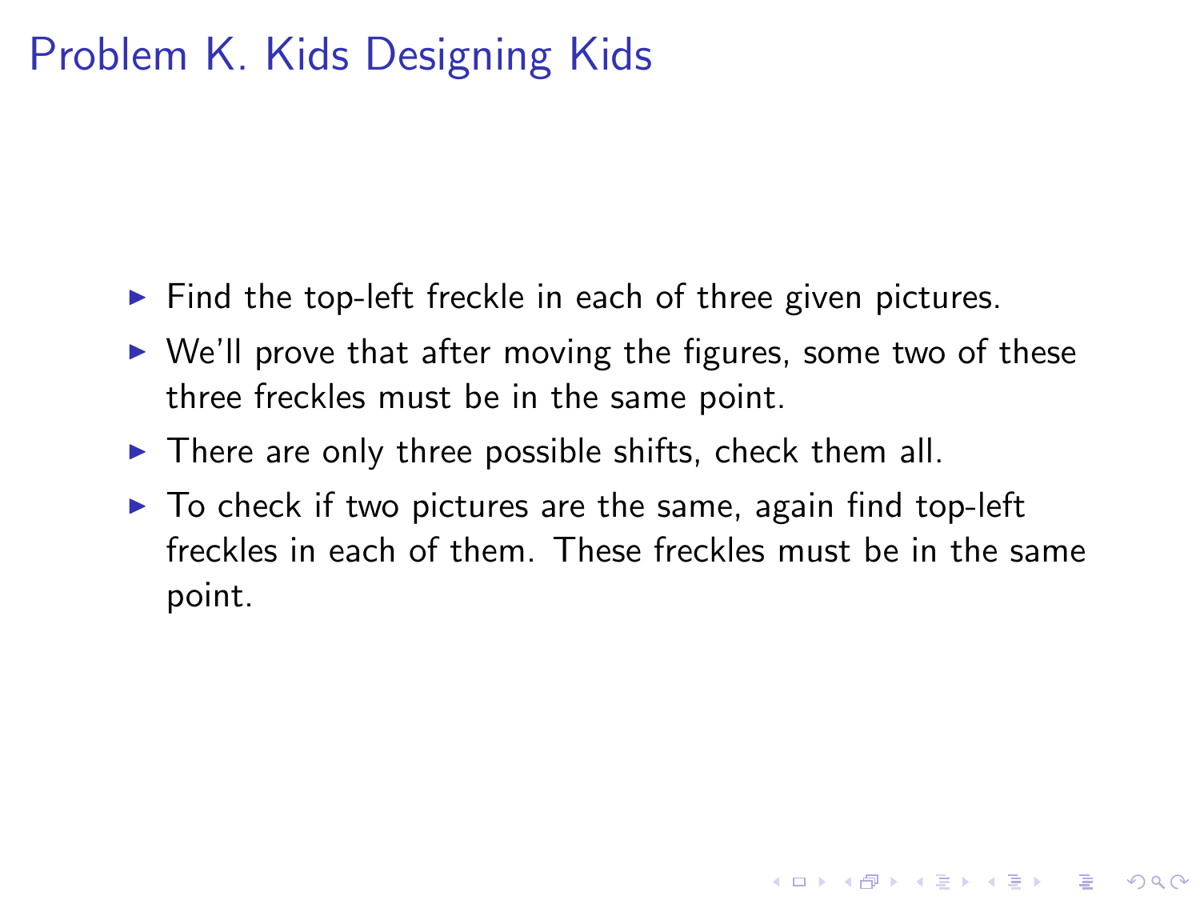# Problem K. Kids Designing Kids

- Find the top-left freckle in each of three given pictures.
- We'll prove that after moving the figures, some two of these three freckles must be in the same point.
- There are only three possible shifts, check them all.
- To check if two pictures are the same, again find top-left freckles in each of them. These freckles must be in the same point.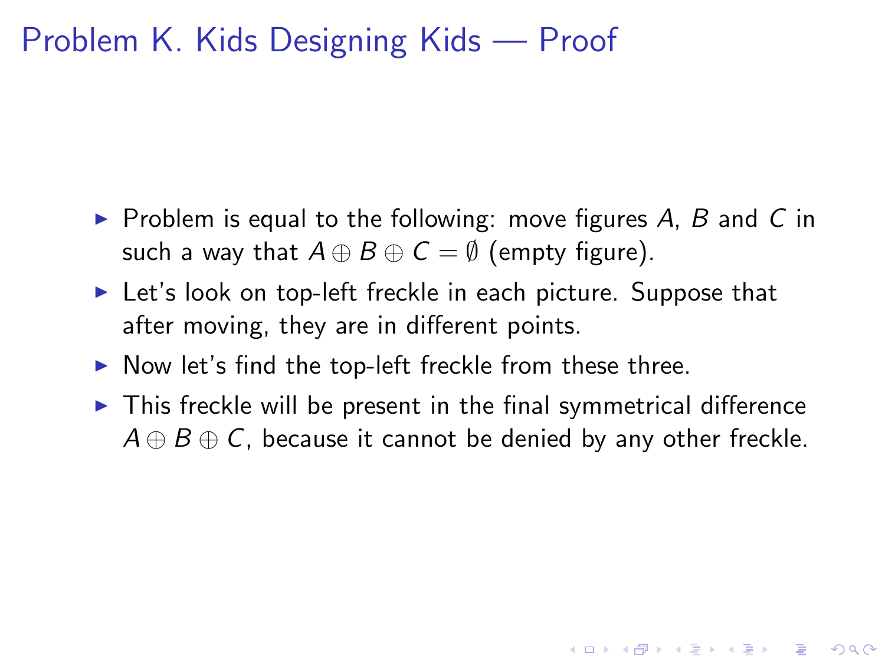# Problem K. Kids Designing Kids — Proof

- Problem is equal to the following: move figures $A$, $B$ and $C$ in such a way that $A \oplus B \oplus C = \emptyset$ (empty figure).
- Let's look on top-left freckle in each picture. Suppose that after moving, they are in different points.
- Now let's find the top-left freckle from these three.
- This freckle will be present in the final symmetrical difference $A \oplus B \oplus C$, because it cannot be denied by any other freckle.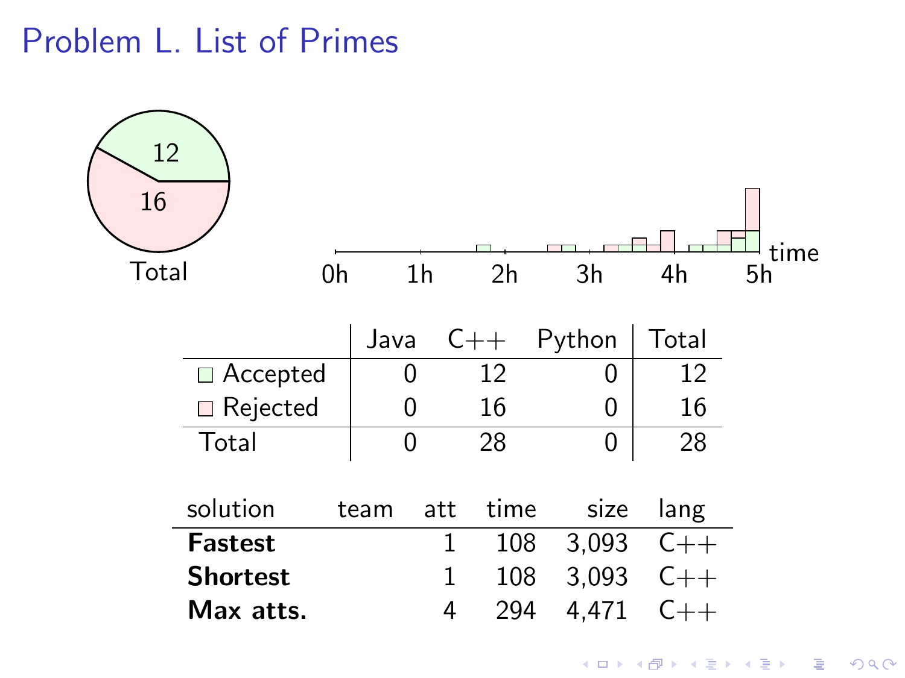# Problem L. List of Primes

12

16

Total

0h 1h 2h 3h 4h 5h time

| | Java | C++ | Python | Total |
|---|---|---|---|---|
| Accepted | 0 | 12 | 0 | 12 |
| Rejected | 0 | 16 | 0 | 16 |
| Total | 0 | 28 | 0 | 28 |

| solution | team | att | time | size | lang |
|---|---|---|---|---|---|
| **Fastest** | | 1 | 108 | 3,093 | C++ |
| **Shortest** | | 1 | 108 | 3,093 | C++ |
| **Max atts.** | | 4 | 294 | 4,471 | C++ |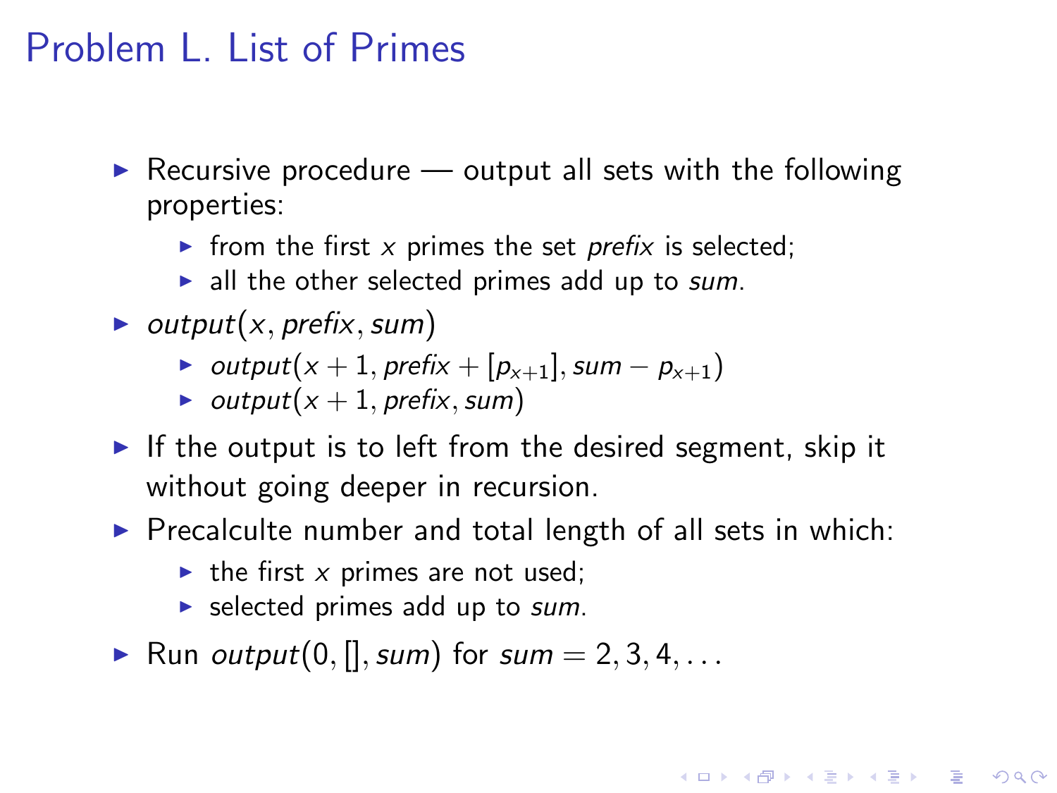# Problem L. List of Primes

- Recursive procedure — output all sets with the following properties:
  - from the first $x$ primes the set *prefix* is selected;
  - all the other selected primes add up to *sum*.
- $output(x, prefix, sum)$
  - $output(x + 1, prefix + [p_{x+1}], sum - p_{x+1})$
  - $output(x + 1, prefix, sum)$
- If the output is to left from the desired segment, skip it without going deeper in recursion.
- Precalculte number and total length of all sets in which:
  - the first $x$ primes are not used;
  - selected primes add up to *sum*.
- Run $output(0, [], sum)$ for $sum = 2, 3, 4, \ldots$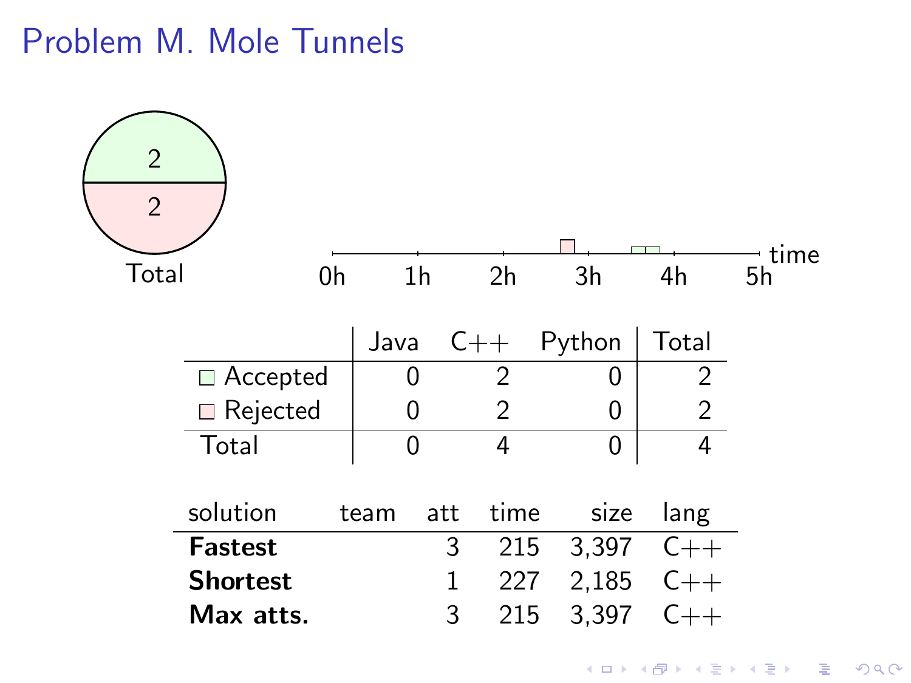# Problem M. Mole Tunnels

|  | Java | C++ | Python | Total |
|---|---|---|---|---|
| Accepted | 0 | 2 | 0 | 2 |
| Rejected | 0 | 2 | 0 | 2 |
| Total | 0 | 4 | 0 | 4 |

| solution | team | att | time | size | lang |
|---|---|---|---|---|---|
| **Fastest** |  | 3 | 215 | 3,397 | C++ |
| **Shortest** |  | 1 | 227 | 2,185 | C++ |
| **Max atts.** |  | 3 | 215 | 3,397 | C++ |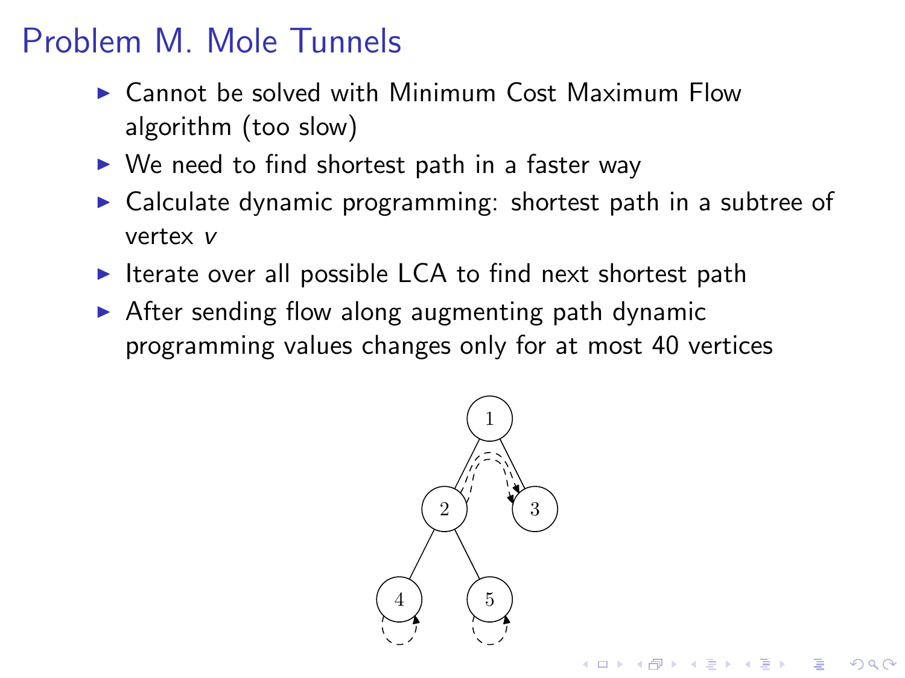# Problem M. Mole Tunnels

- Cannot be solved with Minimum Cost Maximum Flow algorithm (too slow)
- We need to find shortest path in a faster way
- Calculate dynamic programming: shortest path in a subtree of vertex $v$
- Iterate over all possible LCA to find next shortest path
- After sending flow along augmenting path dynamic programming values changes only for at most 40 vertices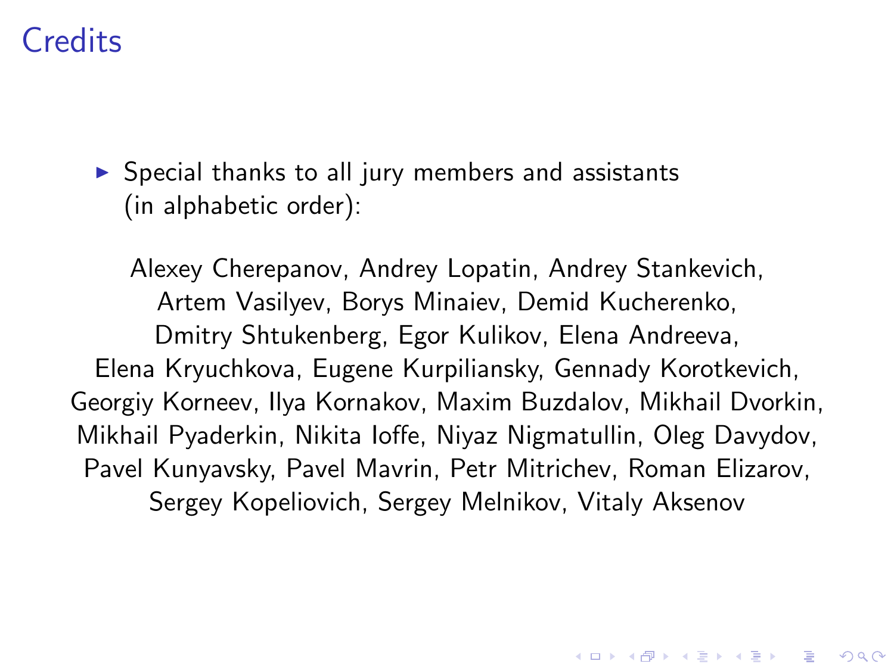# Credits

- Special thanks to all jury members and assistants (in alphabetic order):

Alexey Cherepanov, Andrey Lopatin, Andrey Stankevich, Artem Vasilyev, Borys Minaiev, Demid Kucherenko, Dmitry Shtukenberg, Egor Kulikov, Elena Andreeva, Elena Kryuchkova, Eugene Kurpiliansky, Gennady Korotkevich, Georgiy Korneev, Ilya Kornakov, Maxim Buzdalov, Mikhail Dvorkin, Mikhail Pyaderkin, Nikita Ioffe, Niyaz Nigmatullin, Oleg Davydov, Pavel Kunyavsky, Pavel Mavrin, Petr Mitrichev, Roman Elizarov, Sergey Kopeliovich, Sergey Melnikov, Vitaly Aksenov